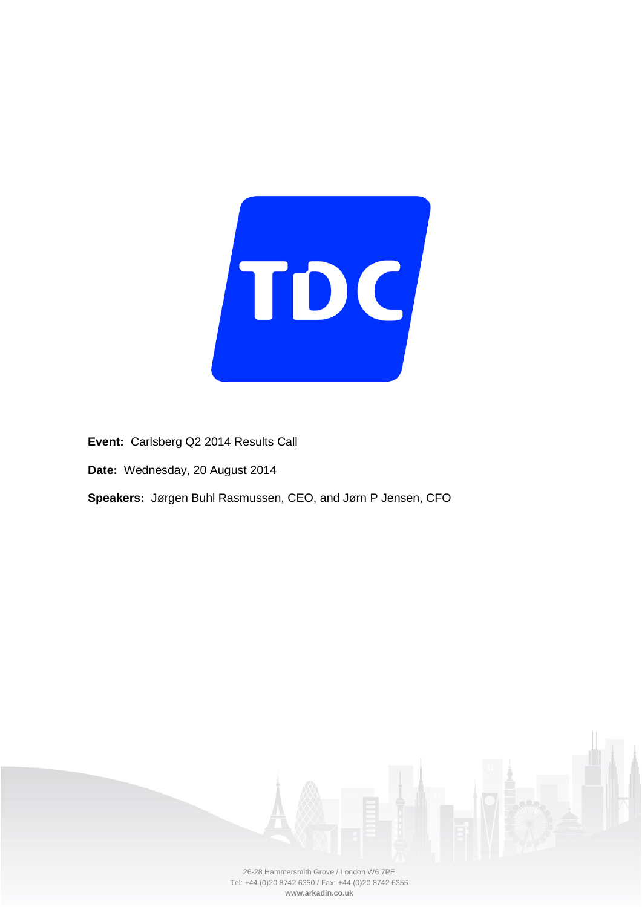**Event:** Carlsberg Q2 2014 Results Call

**Date:** Wednesday, 20 August 2014

**Speakers:** Jørgen Buhl Rasmussen, CEO, and Jørn P Jensen, CFO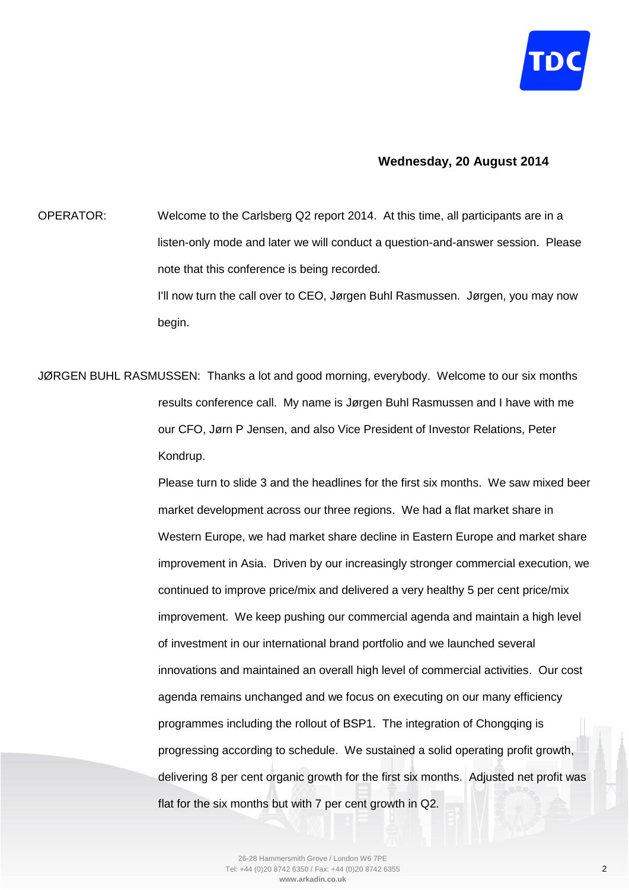**Wednesday, 20 August 2014**

OPERATOR: Welcome to the Carlsberg Q2 report 2014. At this time, all participants are in a listen-only mode and later we will conduct a question-and-answer session. Please note that this conference is being recorded.

I'll now turn the call over to CEO, Jørgen Buhl Rasmussen. Jørgen, you may now begin.

JØRGEN BUHL RASMUSSEN: Thanks a lot and good morning, everybody. Welcome to our six months results conference call. My name is Jørgen Buhl Rasmussen and I have with me our CFO, Jørn P Jensen, and also Vice President of Investor Relations, Peter Kondrup.

Please turn to slide 3 and the headlines for the first six months. We saw mixed beer market development across our three regions. We had a flat market share in Western Europe, we had market share decline in Eastern Europe and market share improvement in Asia. Driven by our increasingly stronger commercial execution, we continued to improve price/mix and delivered a very healthy 5 per cent price/mix improvement. We keep pushing our commercial agenda and maintain a high level of investment in our international brand portfolio and we launched several innovations and maintained an overall high level of commercial activities. Our cost agenda remains unchanged and we focus on executing on our many efficiency programmes including the rollout of BSP1. The integration of Chongqing is progressing according to schedule. We sustained a solid operating profit growth, delivering 8 per cent organic growth for the first six months. Adjusted net profit was flat for the six months but with 7 per cent growth in Q2.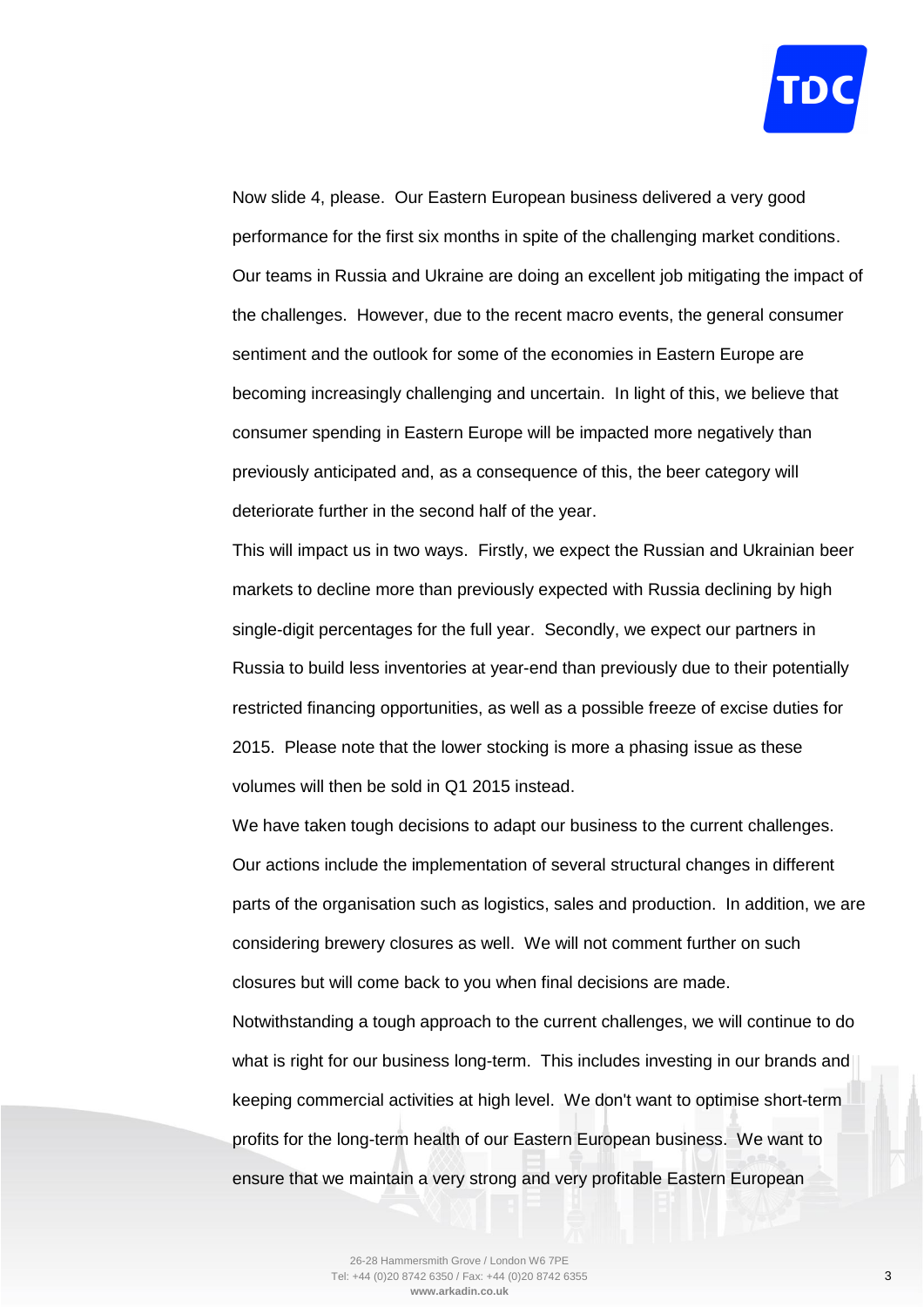Now slide 4, please. Our Eastern European business delivered a very good performance for the first six months in spite of the challenging market conditions. Our teams in Russia and Ukraine are doing an excellent job mitigating the impact of the challenges. However, due to the recent macro events, the general consumer sentiment and the outlook for some of the economies in Eastern Europe are becoming increasingly challenging and uncertain. In light of this, we believe that consumer spending in Eastern Europe will be impacted more negatively than previously anticipated and, as a consequence of this, the beer category will deteriorate further in the second half of the year.

This will impact us in two ways. Firstly, we expect the Russian and Ukrainian beer markets to decline more than previously expected with Russia declining by high single-digit percentages for the full year. Secondly, we expect our partners in Russia to build less inventories at year-end than previously due to their potentially restricted financing opportunities, as well as a possible freeze of excise duties for 2015. Please note that the lower stocking is more a phasing issue as these volumes will then be sold in Q1 2015 instead.

We have taken tough decisions to adapt our business to the current challenges. Our actions include the implementation of several structural changes in different parts of the organisation such as logistics, sales and production. In addition, we are considering brewery closures as well. We will not comment further on such closures but will come back to you when final decisions are made.

Notwithstanding a tough approach to the current challenges, we will continue to do what is right for our business long-term. This includes investing in our brands and keeping commercial activities at high level. We don't want to optimise short-term profits for the long-term health of our Eastern European business. We want to ensure that we maintain a very strong and very profitable Eastern European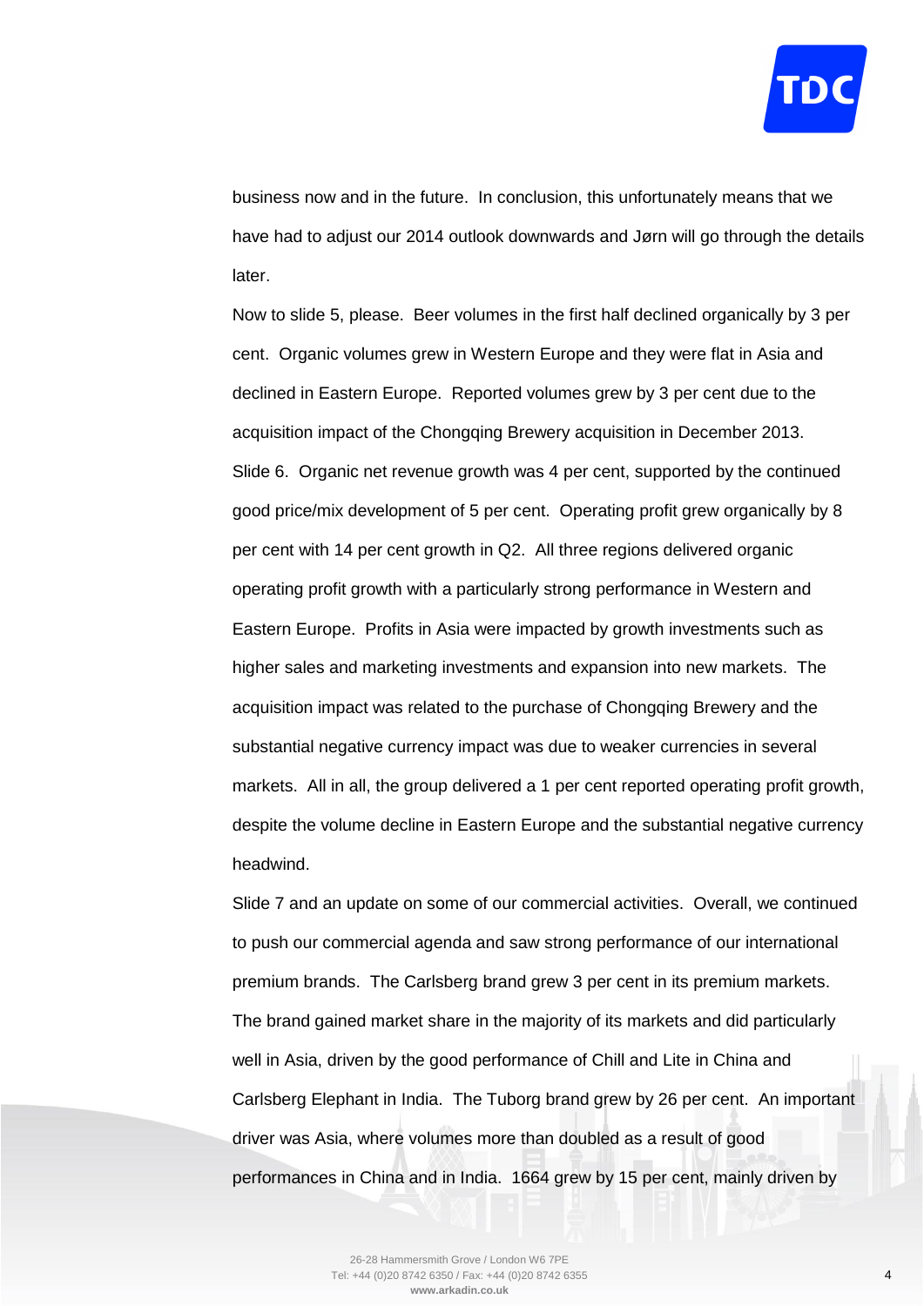business now and in the future. In conclusion, this unfortunately means that we have had to adjust our 2014 outlook downwards and Jørn will go through the details later.

Now to slide 5, please. Beer volumes in the first half declined organically by 3 per cent. Organic volumes grew in Western Europe and they were flat in Asia and declined in Eastern Europe. Reported volumes grew by 3 per cent due to the acquisition impact of the Chongqing Brewery acquisition in December 2013.

Slide 6. Organic net revenue growth was 4 per cent, supported by the continued good price/mix development of 5 per cent. Operating profit grew organically by 8 per cent with 14 per cent growth in Q2. All three regions delivered organic operating profit growth with a particularly strong performance in Western and Eastern Europe. Profits in Asia were impacted by growth investments such as higher sales and marketing investments and expansion into new markets. The acquisition impact was related to the purchase of Chongqing Brewery and the substantial negative currency impact was due to weaker currencies in several markets. All in all, the group delivered a 1 per cent reported operating profit growth, despite the volume decline in Eastern Europe and the substantial negative currency headwind.

Slide 7 and an update on some of our commercial activities. Overall, we continued to push our commercial agenda and saw strong performance of our international premium brands. The Carlsberg brand grew 3 per cent in its premium markets. The brand gained market share in the majority of its markets and did particularly well in Asia, driven by the good performance of Chill and Lite in China and Carlsberg Elephant in India. The Tuborg brand grew by 26 per cent. An important driver was Asia, where volumes more than doubled as a result of good performances in China and in India. 1664 grew by 15 per cent, mainly driven by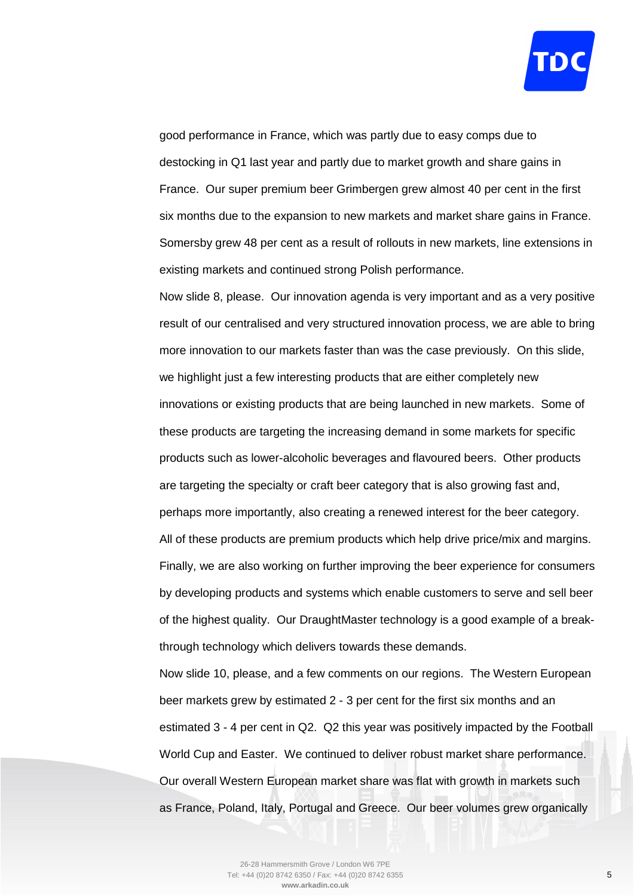good performance in France, which was partly due to easy comps due to destocking in Q1 last year and partly due to market growth and share gains in France. Our super premium beer Grimbergen grew almost 40 per cent in the first six months due to the expansion to new markets and market share gains in France. Somersby grew 48 per cent as a result of rollouts in new markets, line extensions in existing markets and continued strong Polish performance.

Now slide 8, please. Our innovation agenda is very important and as a very positive result of our centralised and very structured innovation process, we are able to bring more innovation to our markets faster than was the case previously. On this slide, we highlight just a few interesting products that are either completely new innovations or existing products that are being launched in new markets. Some of these products are targeting the increasing demand in some markets for specific products such as lower-alcoholic beverages and flavoured beers. Other products are targeting the specialty or craft beer category that is also growing fast and, perhaps more importantly, also creating a renewed interest for the beer category. All of these products are premium products which help drive price/mix and margins. Finally, we are also working on further improving the beer experience for consumers by developing products and systems which enable customers to serve and sell beer of the highest quality. Our DraughtMaster technology is a good example of a break-through technology which delivers towards these demands.

Now slide 10, please, and a few comments on our regions. The Western European beer markets grew by estimated 2 - 3 per cent for the first six months and an estimated 3 - 4 per cent in Q2. Q2 this year was positively impacted by the Football World Cup and Easter. We continued to deliver robust market share performance. Our overall Western European market share was flat with growth in markets such as France, Poland, Italy, Portugal and Greece. Our beer volumes grew organically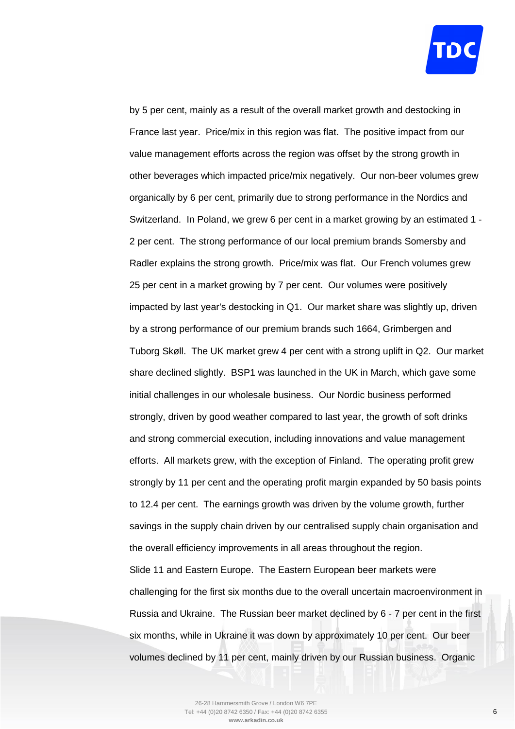by 5 per cent, mainly as a result of the overall market growth and destocking in France last year. Price/mix in this region was flat. The positive impact from our value management efforts across the region was offset by the strong growth in other beverages which impacted price/mix negatively. Our non-beer volumes grew organically by 6 per cent, primarily due to strong performance in the Nordics and Switzerland. In Poland, we grew 6 per cent in a market growing by an estimated 1 - 2 per cent. The strong performance of our local premium brands Somersby and Radler explains the strong growth. Price/mix was flat. Our French volumes grew 25 per cent in a market growing by 7 per cent. Our volumes were positively impacted by last year's destocking in Q1. Our market share was slightly up, driven by a strong performance of our premium brands such 1664, Grimbergen and Tuborg Skøll. The UK market grew 4 per cent with a strong uplift in Q2. Our market share declined slightly. BSP1 was launched in the UK in March, which gave some initial challenges in our wholesale business. Our Nordic business performed strongly, driven by good weather compared to last year, the growth of soft drinks and strong commercial execution, including innovations and value management efforts. All markets grew, with the exception of Finland. The operating profit grew strongly by 11 per cent and the operating profit margin expanded by 50 basis points to 12.4 per cent. The earnings growth was driven by the volume growth, further savings in the supply chain driven by our centralised supply chain organisation and the overall efficiency improvements in all areas throughout the region.

Slide 11 and Eastern Europe. The Eastern European beer markets were challenging for the first six months due to the overall uncertain macroenvironment in Russia and Ukraine. The Russian beer market declined by 6 - 7 per cent in the first six months, while in Ukraine it was down by approximately 10 per cent. Our beer volumes declined by 11 per cent, mainly driven by our Russian business. Organic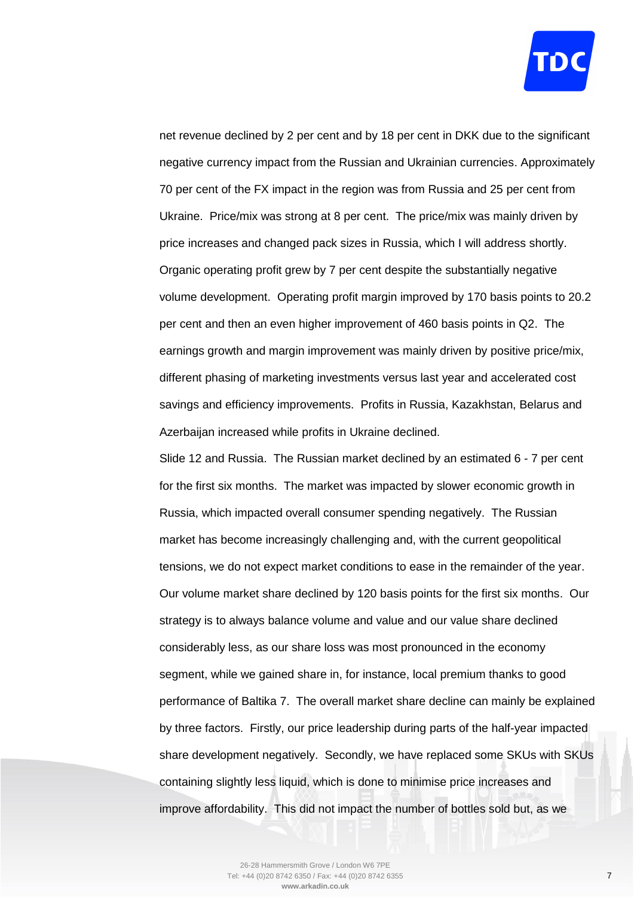net revenue declined by 2 per cent and by 18 per cent in DKK due to the significant negative currency impact from the Russian and Ukrainian currencies. Approximately 70 per cent of the FX impact in the region was from Russia and 25 per cent from Ukraine. Price/mix was strong at 8 per cent. The price/mix was mainly driven by price increases and changed pack sizes in Russia, which I will address shortly. Organic operating profit grew by 7 per cent despite the substantially negative volume development. Operating profit margin improved by 170 basis points to 20.2 per cent and then an even higher improvement of 460 basis points in Q2. The earnings growth and margin improvement was mainly driven by positive price/mix, different phasing of marketing investments versus last year and accelerated cost savings and efficiency improvements. Profits in Russia, Kazakhstan, Belarus and Azerbaijan increased while profits in Ukraine declined.

Slide 12 and Russia. The Russian market declined by an estimated 6 - 7 per cent for the first six months. The market was impacted by slower economic growth in Russia, which impacted overall consumer spending negatively. The Russian market has become increasingly challenging and, with the current geopolitical tensions, we do not expect market conditions to ease in the remainder of the year. Our volume market share declined by 120 basis points for the first six months. Our strategy is to always balance volume and value and our value share declined considerably less, as our share loss was most pronounced in the economy segment, while we gained share in, for instance, local premium thanks to good performance of Baltika 7. The overall market share decline can mainly be explained by three factors. Firstly, our price leadership during parts of the half-year impacted share development negatively. Secondly, we have replaced some SKUs with SKUs containing slightly less liquid, which is done to minimise price increases and improve affordability. This did not impact the number of bottles sold but, as we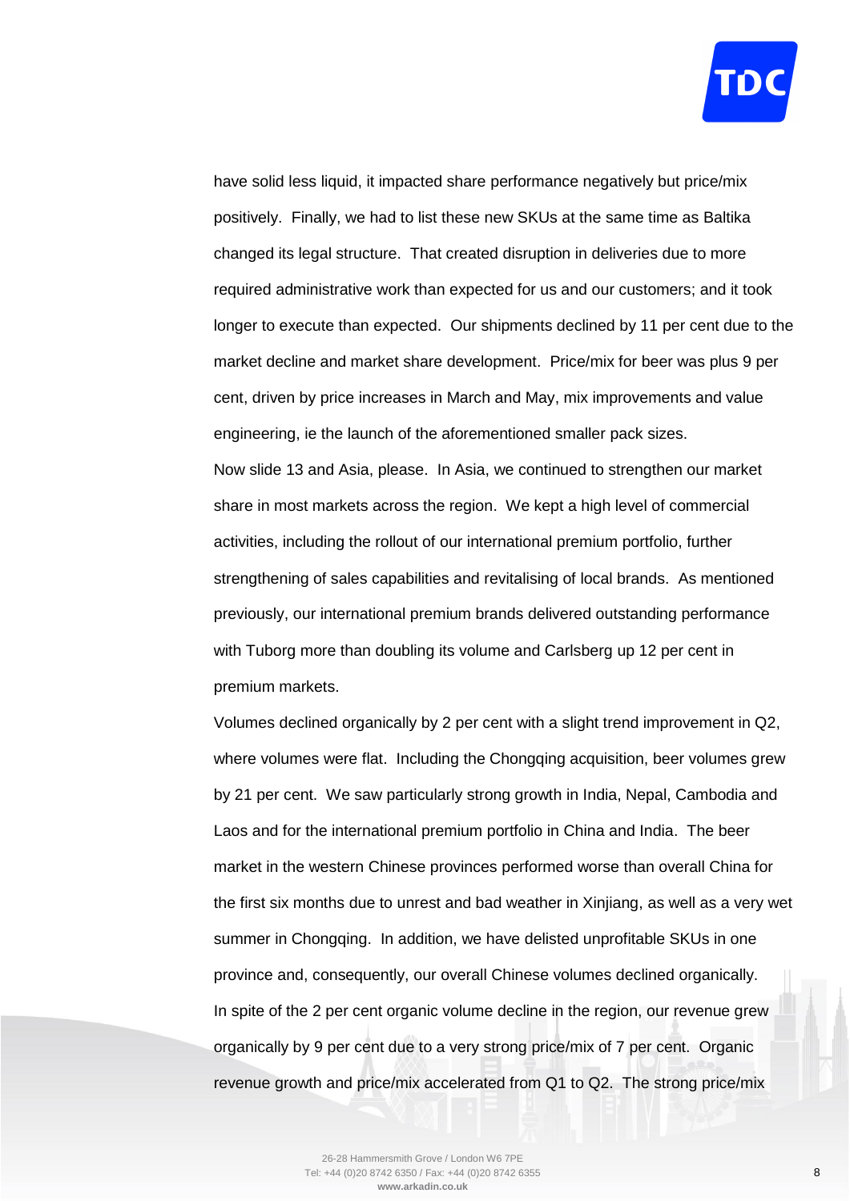have solid less liquid, it impacted share performance negatively but price/mix positively. Finally, we had to list these new SKUs at the same time as Baltika changed its legal structure. That created disruption in deliveries due to more required administrative work than expected for us and our customers; and it took longer to execute than expected. Our shipments declined by 11 per cent due to the market decline and market share development. Price/mix for beer was plus 9 per cent, driven by price increases in March and May, mix improvements and value engineering, ie the launch of the aforementioned smaller pack sizes.

Now slide 13 and Asia, please. In Asia, we continued to strengthen our market share in most markets across the region. We kept a high level of commercial activities, including the rollout of our international premium portfolio, further strengthening of sales capabilities and revitalising of local brands. As mentioned previously, our international premium brands delivered outstanding performance with Tuborg more than doubling its volume and Carlsberg up 12 per cent in premium markets.

Volumes declined organically by 2 per cent with a slight trend improvement in Q2, where volumes were flat. Including the Chongqing acquisition, beer volumes grew by 21 per cent. We saw particularly strong growth in India, Nepal, Cambodia and Laos and for the international premium portfolio in China and India. The beer market in the western Chinese provinces performed worse than overall China for the first six months due to unrest and bad weather in Xinjiang, as well as a very wet summer in Chongqing. In addition, we have delisted unprofitable SKUs in one province and, consequently, our overall Chinese volumes declined organically.

In spite of the 2 per cent organic volume decline in the region, our revenue grew organically by 9 per cent due to a very strong price/mix of 7 per cent. Organic revenue growth and price/mix accelerated from Q1 to Q2. The strong price/mix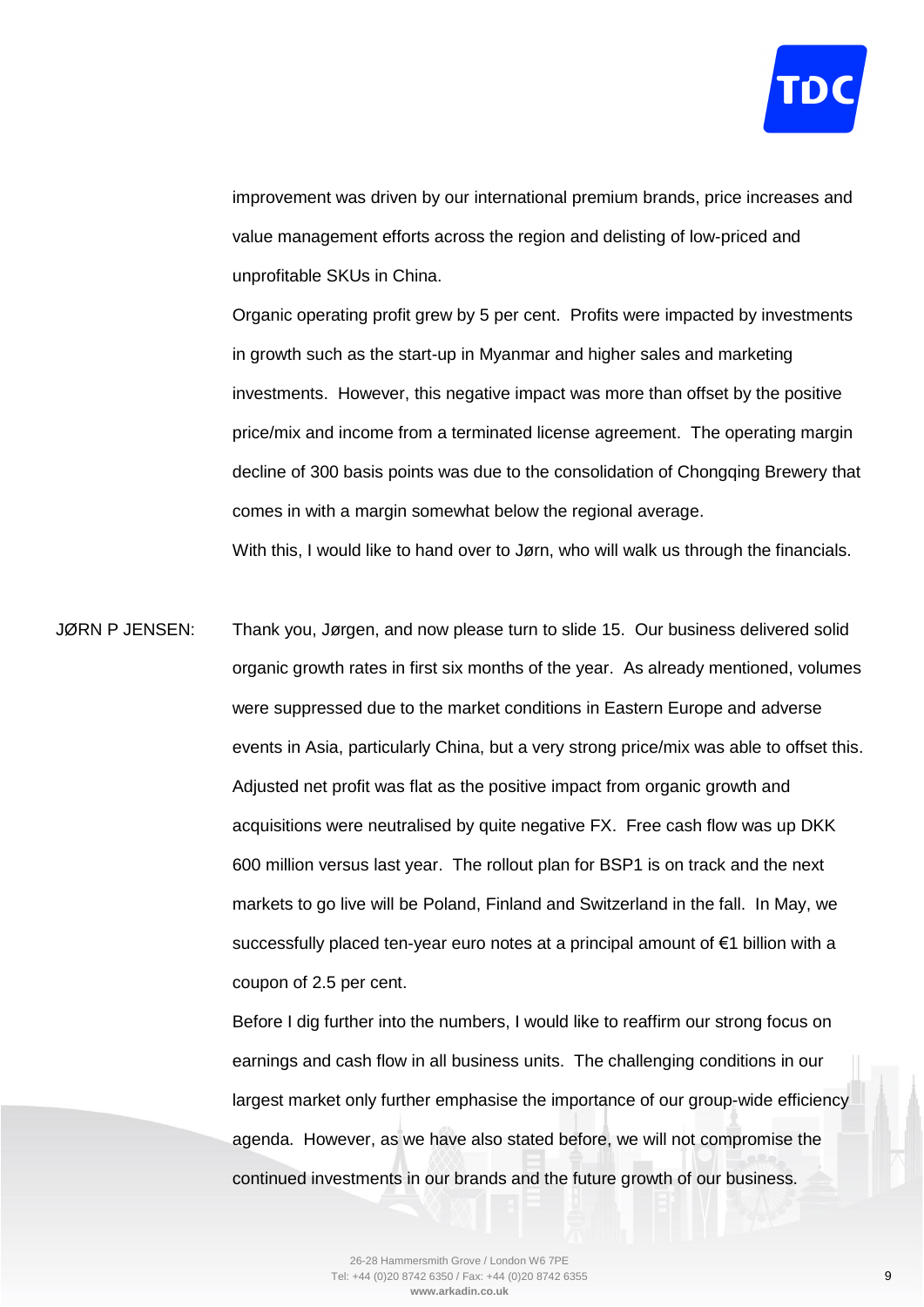improvement was driven by our international premium brands, price increases and value management efforts across the region and delisting of low-priced and unprofitable SKUs in China.

Organic operating profit grew by 5 per cent. Profits were impacted by investments in growth such as the start-up in Myanmar and higher sales and marketing investments. However, this negative impact was more than offset by the positive price/mix and income from a terminated license agreement. The operating margin decline of 300 basis points was due to the consolidation of Chongqing Brewery that comes in with a margin somewhat below the regional average.

With this, I would like to hand over to Jørn, who will walk us through the financials.

JØRN P JENSEN: Thank you, Jørgen, and now please turn to slide 15. Our business delivered solid organic growth rates in first six months of the year. As already mentioned, volumes were suppressed due to the market conditions in Eastern Europe and adverse events in Asia, particularly China, but a very strong price/mix was able to offset this. Adjusted net profit was flat as the positive impact from organic growth and acquisitions were neutralised by quite negative FX. Free cash flow was up DKK 600 million versus last year. The rollout plan for BSP1 is on track and the next markets to go live will be Poland, Finland and Switzerland in the fall. In May, we successfully placed ten-year euro notes at a principal amount of €1 billion with a coupon of 2.5 per cent.

Before I dig further into the numbers, I would like to reaffirm our strong focus on earnings and cash flow in all business units. The challenging conditions in our largest market only further emphasise the importance of our group-wide efficiency agenda. However, as we have also stated before, we will not compromise the continued investments in our brands and the future growth of our business.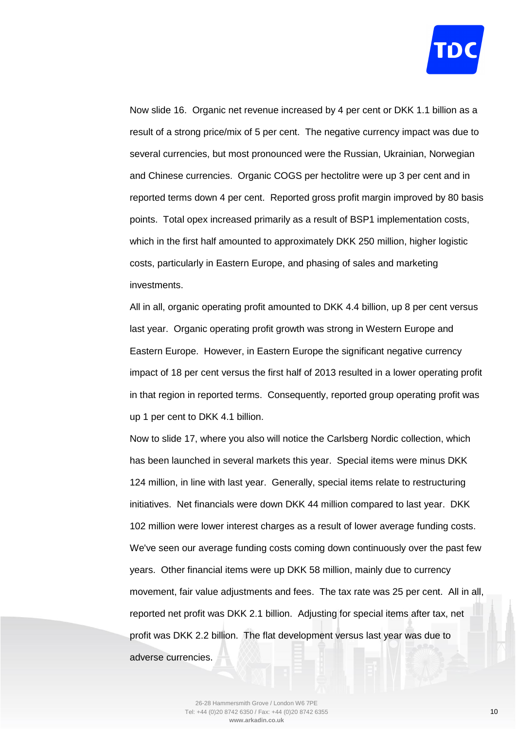Now slide 16. Organic net revenue increased by 4 per cent or DKK 1.1 billion as a result of a strong price/mix of 5 per cent. The negative currency impact was due to several currencies, but most pronounced were the Russian, Ukrainian, Norwegian and Chinese currencies. Organic COGS per hectolitre were up 3 per cent and in reported terms down 4 per cent. Reported gross profit margin improved by 80 basis points. Total opex increased primarily as a result of BSP1 implementation costs, which in the first half amounted to approximately DKK 250 million, higher logistic costs, particularly in Eastern Europe, and phasing of sales and marketing investments.

All in all, organic operating profit amounted to DKK 4.4 billion, up 8 per cent versus last year. Organic operating profit growth was strong in Western Europe and Eastern Europe. However, in Eastern Europe the significant negative currency impact of 18 per cent versus the first half of 2013 resulted in a lower operating profit in that region in reported terms. Consequently, reported group operating profit was up 1 per cent to DKK 4.1 billion.

Now to slide 17, where you also will notice the Carlsberg Nordic collection, which has been launched in several markets this year. Special items were minus DKK 124 million, in line with last year. Generally, special items relate to restructuring initiatives. Net financials were down DKK 44 million compared to last year. DKK 102 million were lower interest charges as a result of lower average funding costs. We've seen our average funding costs coming down continuously over the past few years. Other financial items were up DKK 58 million, mainly due to currency movement, fair value adjustments and fees. The tax rate was 25 per cent. All in all, reported net profit was DKK 2.1 billion. Adjusting for special items after tax, net profit was DKK 2.2 billion. The flat development versus last year was due to adverse currencies.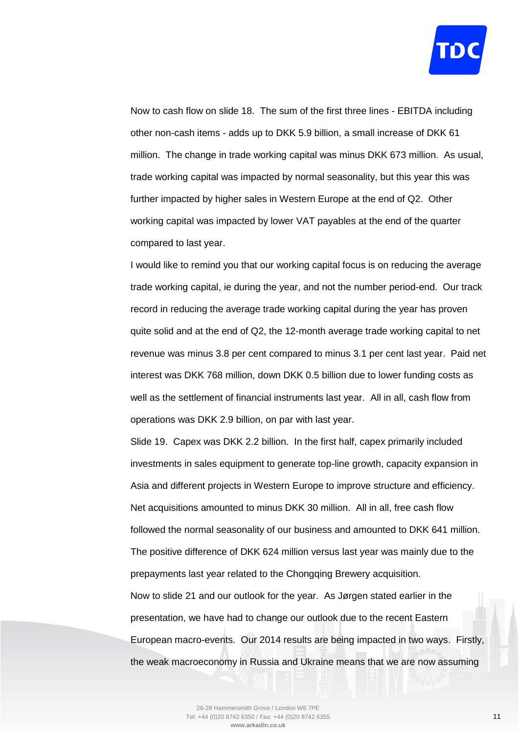Now to cash flow on slide 18. The sum of the first three lines - EBITDA including other non-cash items - adds up to DKK 5.9 billion, a small increase of DKK 61 million. The change in trade working capital was minus DKK 673 million. As usual, trade working capital was impacted by normal seasonality, but this year this was further impacted by higher sales in Western Europe at the end of Q2. Other working capital was impacted by lower VAT payables at the end of the quarter compared to last year.

I would like to remind you that our working capital focus is on reducing the average trade working capital, ie during the year, and not the number period-end. Our track record in reducing the average trade working capital during the year has proven quite solid and at the end of Q2, the 12-month average trade working capital to net revenue was minus 3.8 per cent compared to minus 3.1 per cent last year. Paid net interest was DKK 768 million, down DKK 0.5 billion due to lower funding costs as well as the settlement of financial instruments last year. All in all, cash flow from operations was DKK 2.9 billion, on par with last year.

Slide 19. Capex was DKK 2.2 billion. In the first half, capex primarily included investments in sales equipment to generate top-line growth, capacity expansion in Asia and different projects in Western Europe to improve structure and efficiency. Net acquisitions amounted to minus DKK 30 million. All in all, free cash flow followed the normal seasonality of our business and amounted to DKK 641 million. The positive difference of DKK 624 million versus last year was mainly due to the prepayments last year related to the Chongqing Brewery acquisition.

Now to slide 21 and our outlook for the year. As Jørgen stated earlier in the presentation, we have had to change our outlook due to the recent Eastern European macro-events. Our 2014 results are being impacted in two ways. Firstly, the weak macroeconomy in Russia and Ukraine means that we are now assuming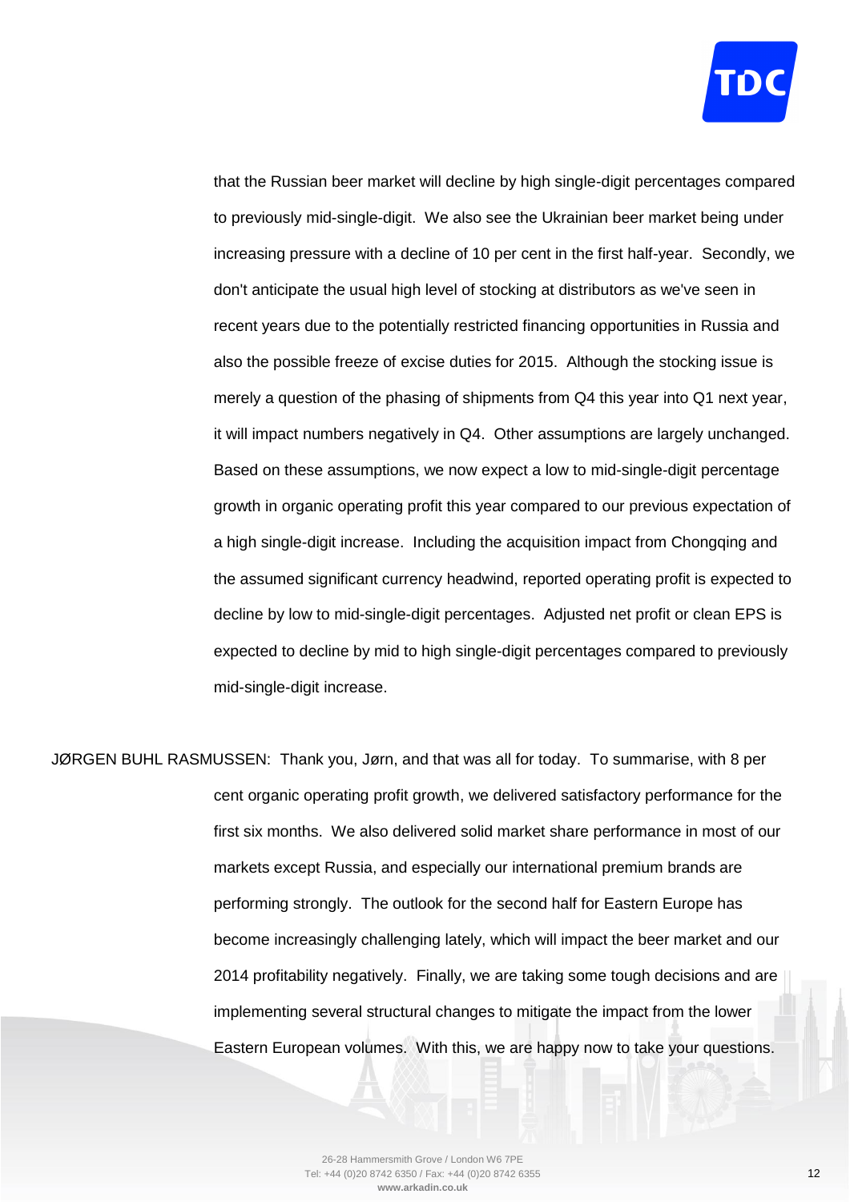that the Russian beer market will decline by high single-digit percentages compared to previously mid-single-digit. We also see the Ukrainian beer market being under increasing pressure with a decline of 10 per cent in the first half-year. Secondly, we don't anticipate the usual high level of stocking at distributors as we've seen in recent years due to the potentially restricted financing opportunities in Russia and also the possible freeze of excise duties for 2015. Although the stocking issue is merely a question of the phasing of shipments from Q4 this year into Q1 next year, it will impact numbers negatively in Q4. Other assumptions are largely unchanged. Based on these assumptions, we now expect a low to mid-single-digit percentage growth in organic operating profit this year compared to our previous expectation of a high single-digit increase. Including the acquisition impact from Chongqing and the assumed significant currency headwind, reported operating profit is expected to decline by low to mid-single-digit percentages. Adjusted net profit or clean EPS is expected to decline by mid to high single-digit percentages compared to previously mid-single-digit increase.

JØRGEN BUHL RASMUSSEN: Thank you, Jørn, and that was all for today. To summarise, with 8 per cent organic operating profit growth, we delivered satisfactory performance for the first six months. We also delivered solid market share performance in most of our markets except Russia, and especially our international premium brands are performing strongly. The outlook for the second half for Eastern Europe has become increasingly challenging lately, which will impact the beer market and our 2014 profitability negatively. Finally, we are taking some tough decisions and are implementing several structural changes to mitigate the impact from the lower Eastern European volumes. With this, we are happy now to take your questions.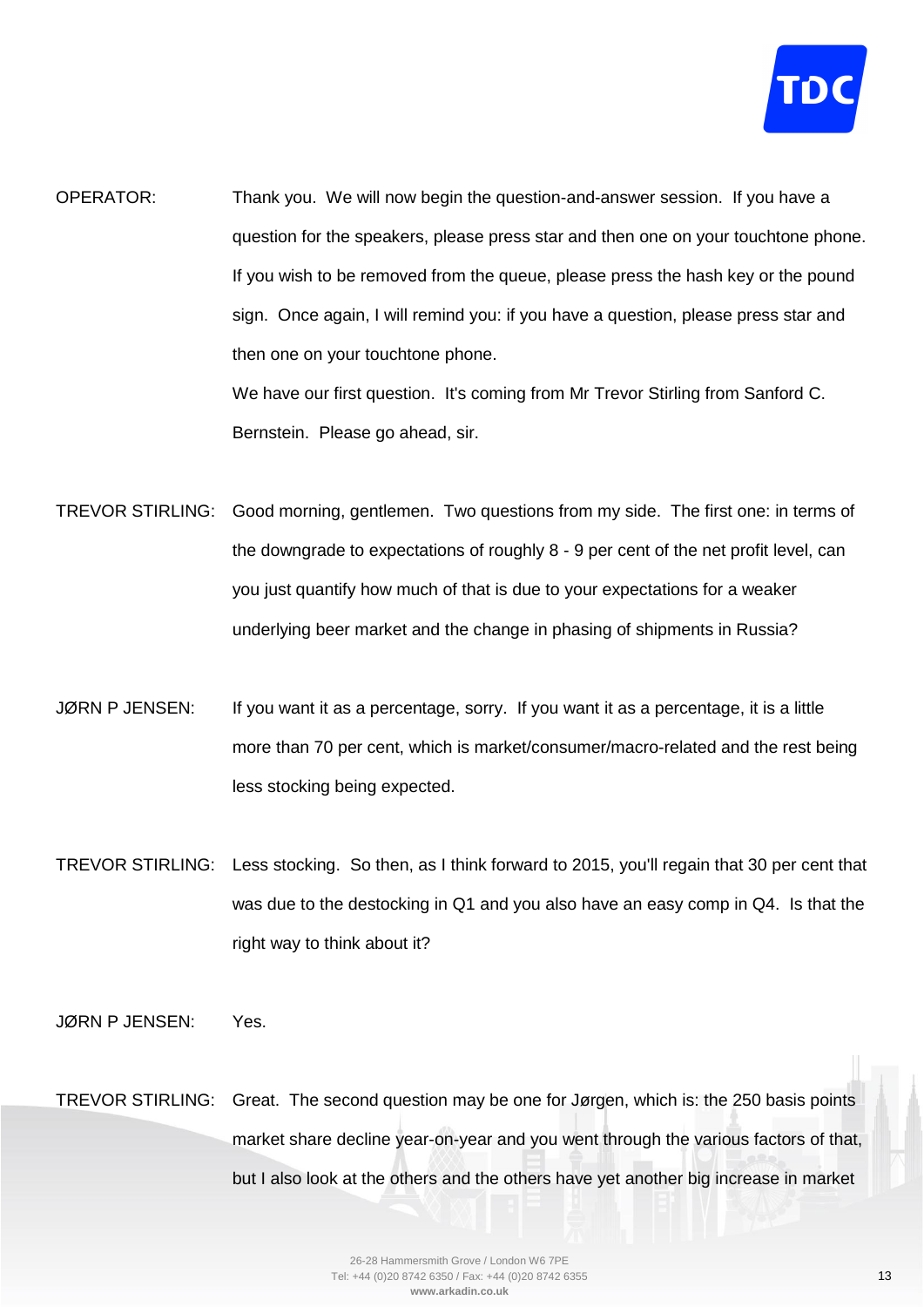OPERATOR: Thank you. We will now begin the question-and-answer session. If you have a question for the speakers, please press star and then one on your touchtone phone. If you wish to be removed from the queue, please press the hash key or the pound sign. Once again, I will remind you: if you have a question, please press star and then one on your touchtone phone.

We have our first question. It's coming from Mr Trevor Stirling from Sanford C. Bernstein. Please go ahead, sir.

TREVOR STIRLING: Good morning, gentlemen. Two questions from my side. The first one: in terms of the downgrade to expectations of roughly 8 - 9 per cent of the net profit level, can you just quantify how much of that is due to your expectations for a weaker underlying beer market and the change in phasing of shipments in Russia?

JØRN P JENSEN: If you want it as a percentage, sorry. If you want it as a percentage, it is a little more than 70 per cent, which is market/consumer/macro-related and the rest being less stocking being expected.

TREVOR STIRLING: Less stocking. So then, as I think forward to 2015, you'll regain that 30 per cent that was due to the destocking in Q1 and you also have an easy comp in Q4. Is that the right way to think about it?

JØRN P JENSEN: Yes.

TREVOR STIRLING: Great. The second question may be one for Jørgen, which is: the 250 basis points market share decline year-on-year and you went through the various factors of that, but I also look at the others and the others have yet another big increase in market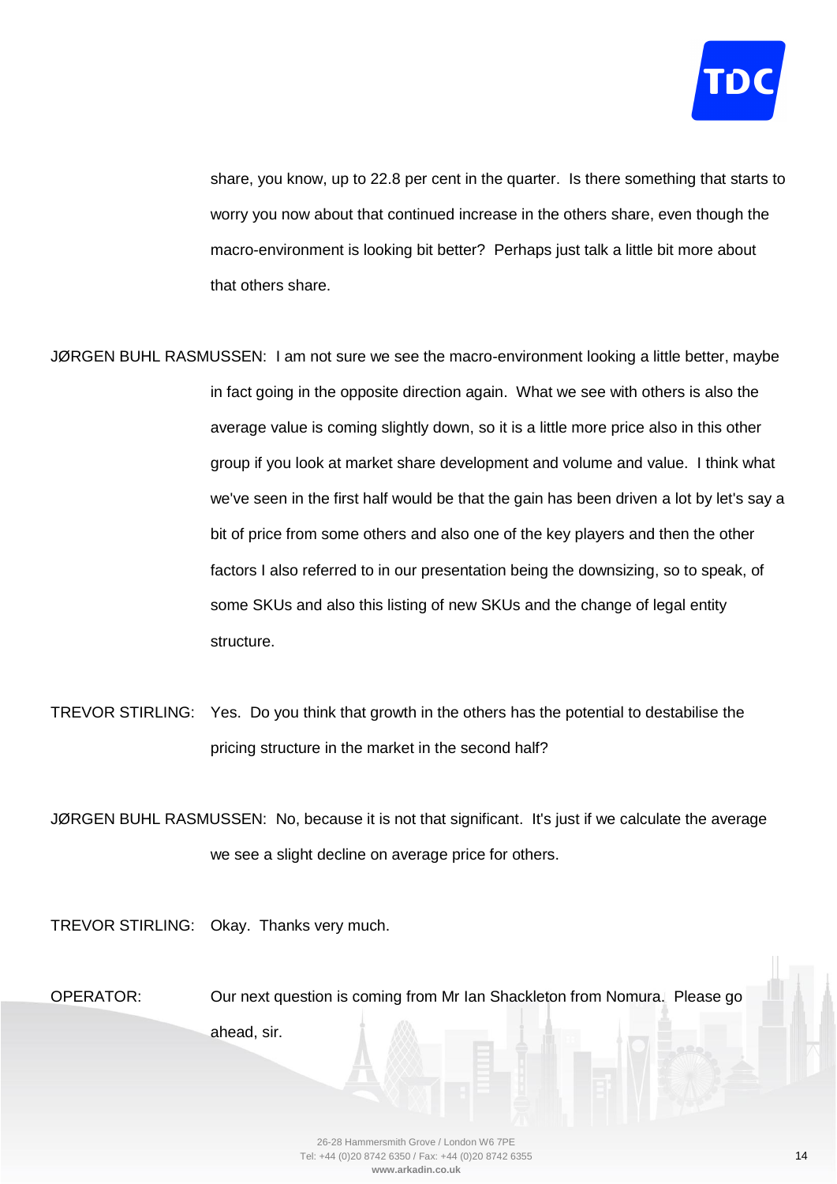share, you know, up to 22.8 per cent in the quarter. Is there something that starts to worry you now about that continued increase in the others share, even though the macro-environment is looking bit better? Perhaps just talk a little bit more about that others share.

JØRGEN BUHL RASMUSSEN: I am not sure we see the macro-environment looking a little better, maybe in fact going in the opposite direction again. What we see with others is also the average value is coming slightly down, so it is a little more price also in this other group if you look at market share development and volume and value. I think what we've seen in the first half would be that the gain has been driven a lot by let's say a bit of price from some others and also one of the key players and then the other factors I also referred to in our presentation being the downsizing, so to speak, of some SKUs and also this listing of new SKUs and the change of legal entity structure.

TREVOR STIRLING: Yes. Do you think that growth in the others has the potential to destabilise the pricing structure in the market in the second half?

JØRGEN BUHL RASMUSSEN: No, because it is not that significant. It's just if we calculate the average we see a slight decline on average price for others.

TREVOR STIRLING: Okay. Thanks very much.

OPERATOR: Our next question is coming from Mr Ian Shackleton from Nomura. Please go ahead, sir.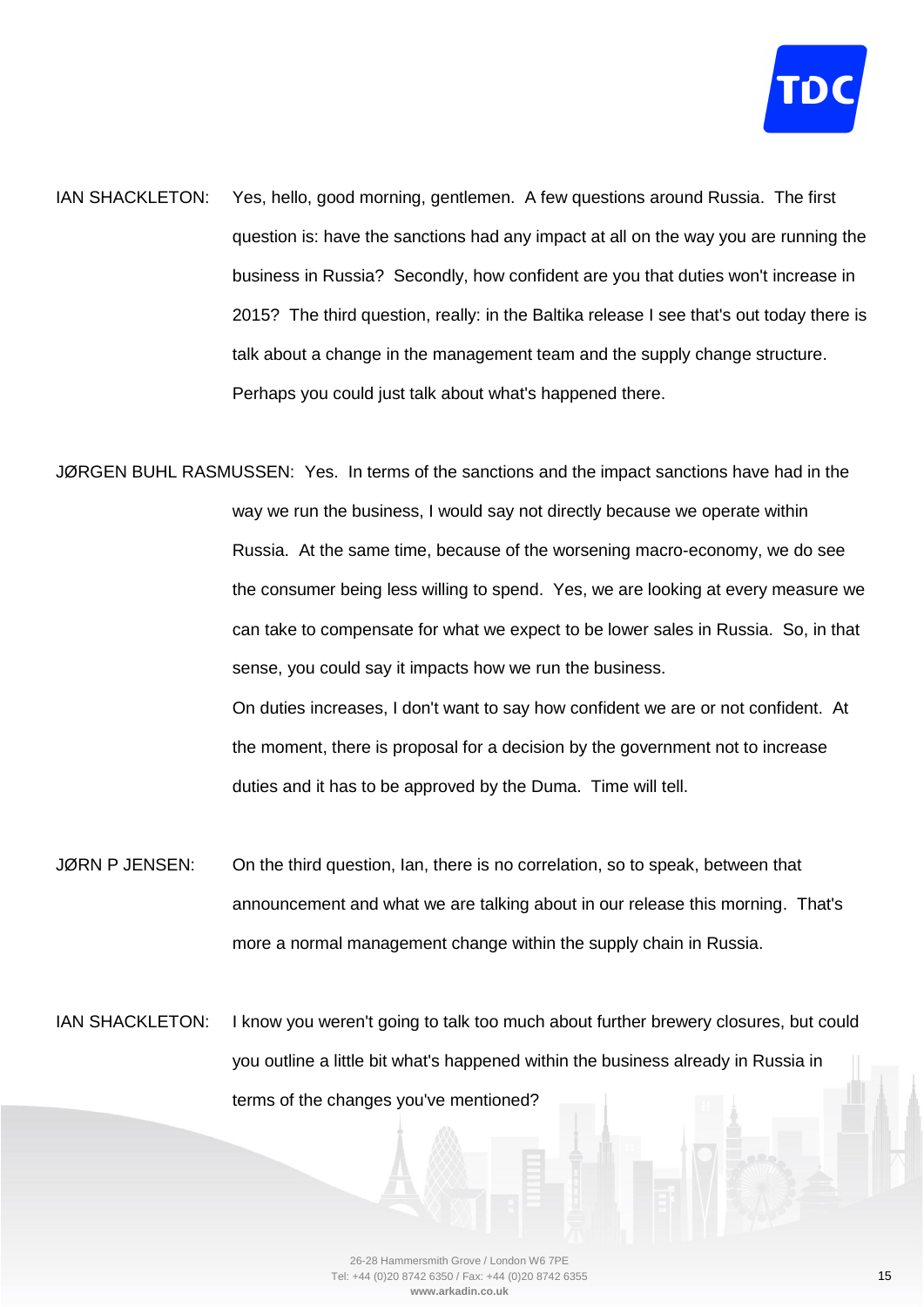IAN SHACKLETON: Yes, hello, good morning, gentlemen. A few questions around Russia. The first question is: have the sanctions had any impact at all on the way you are running the business in Russia? Secondly, how confident are you that duties won't increase in 2015? The third question, really: in the Baltika release I see that's out today there is talk about a change in the management team and the supply change structure. Perhaps you could just talk about what's happened there.

JØRGEN BUHL RASMUSSEN: Yes. In terms of the sanctions and the impact sanctions have had in the way we run the business, I would say not directly because we operate within Russia. At the same time, because of the worsening macro-economy, we do see the consumer being less willing to spend. Yes, we are looking at every measure we can take to compensate for what we expect to be lower sales in Russia. So, in that sense, you could say it impacts how we run the business.

On duties increases, I don't want to say how confident we are or not confident. At the moment, there is proposal for a decision by the government not to increase duties and it has to be approved by the Duma. Time will tell.

JØRN P JENSEN: On the third question, Ian, there is no correlation, so to speak, between that announcement and what we are talking about in our release this morning. That's more a normal management change within the supply chain in Russia.

IAN SHACKLETON: I know you weren't going to talk too much about further brewery closures, but could you outline a little bit what's happened within the business already in Russia in terms of the changes you've mentioned?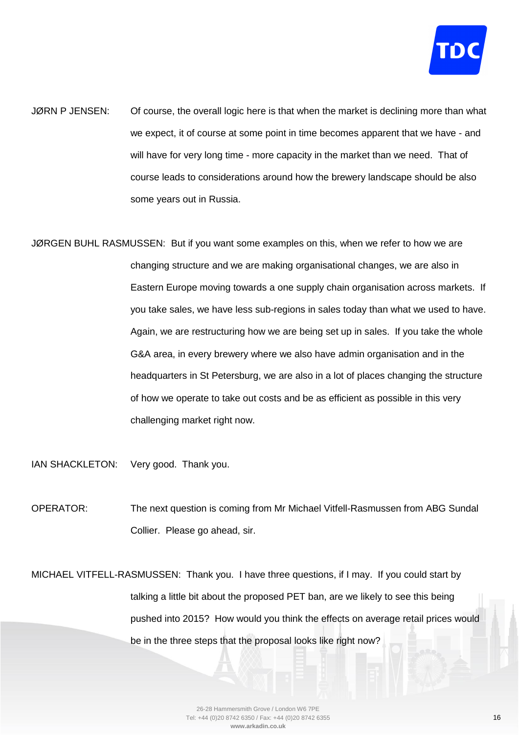JØRN P JENSEN: Of course, the overall logic here is that when the market is declining more than what we expect, it of course at some point in time becomes apparent that we have - and will have for very long time - more capacity in the market than we need. That of course leads to considerations around how the brewery landscape should be also some years out in Russia.

JØRGEN BUHL RASMUSSEN: But if you want some examples on this, when we refer to how we are changing structure and we are making organisational changes, we are also in Eastern Europe moving towards a one supply chain organisation across markets. If you take sales, we have less sub-regions in sales today than what we used to have. Again, we are restructuring how we are being set up in sales. If you take the whole G&A area, in every brewery where we also have admin organisation and in the headquarters in St Petersburg, we are also in a lot of places changing the structure of how we operate to take out costs and be as efficient as possible in this very challenging market right now.

IAN SHACKLETON: Very good. Thank you.

OPERATOR: The next question is coming from Mr Michael Vitfell-Rasmussen from ABG Sundal Collier. Please go ahead, sir.

MICHAEL VITFELL-RASMUSSEN: Thank you. I have three questions, if I may. If you could start by talking a little bit about the proposed PET ban, are we likely to see this being pushed into 2015? How would you think the effects on average retail prices would be in the three steps that the proposal looks like right now?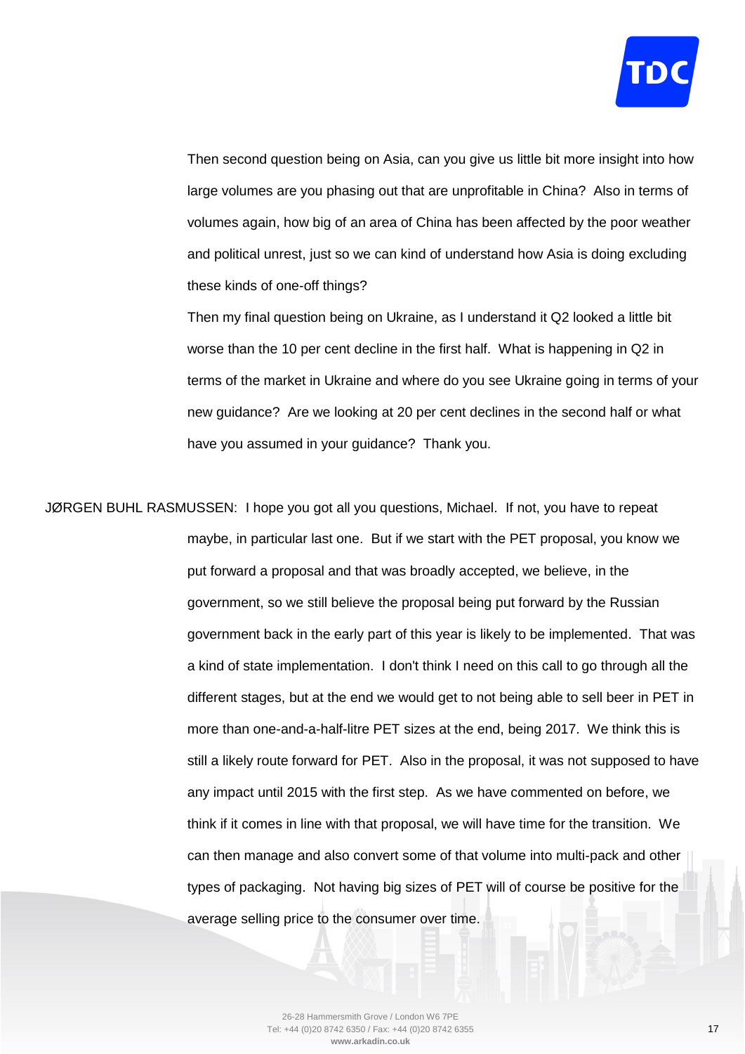Then second question being on Asia, can you give us little bit more insight into how large volumes are you phasing out that are unprofitable in China? Also in terms of volumes again, how big of an area of China has been affected by the poor weather and political unrest, just so we can kind of understand how Asia is doing excluding these kinds of one-off things?

Then my final question being on Ukraine, as I understand it Q2 looked a little bit worse than the 10 per cent decline in the first half. What is happening in Q2 in terms of the market in Ukraine and where do you see Ukraine going in terms of your new guidance? Are we looking at 20 per cent declines in the second half or what have you assumed in your guidance? Thank you.

JØRGEN BUHL RASMUSSEN: I hope you got all you questions, Michael. If not, you have to repeat maybe, in particular last one. But if we start with the PET proposal, you know we put forward a proposal and that was broadly accepted, we believe, in the government, so we still believe the proposal being put forward by the Russian government back in the early part of this year is likely to be implemented. That was a kind of state implementation. I don't think I need on this call to go through all the different stages, but at the end we would get to not being able to sell beer in PET in more than one-and-a-half-litre PET sizes at the end, being 2017. We think this is still a likely route forward for PET. Also in the proposal, it was not supposed to have any impact until 2015 with the first step. As we have commented on before, we think if it comes in line with that proposal, we will have time for the transition. We can then manage and also convert some of that volume into multi-pack and other types of packaging. Not having big sizes of PET will of course be positive for the average selling price to the consumer over time.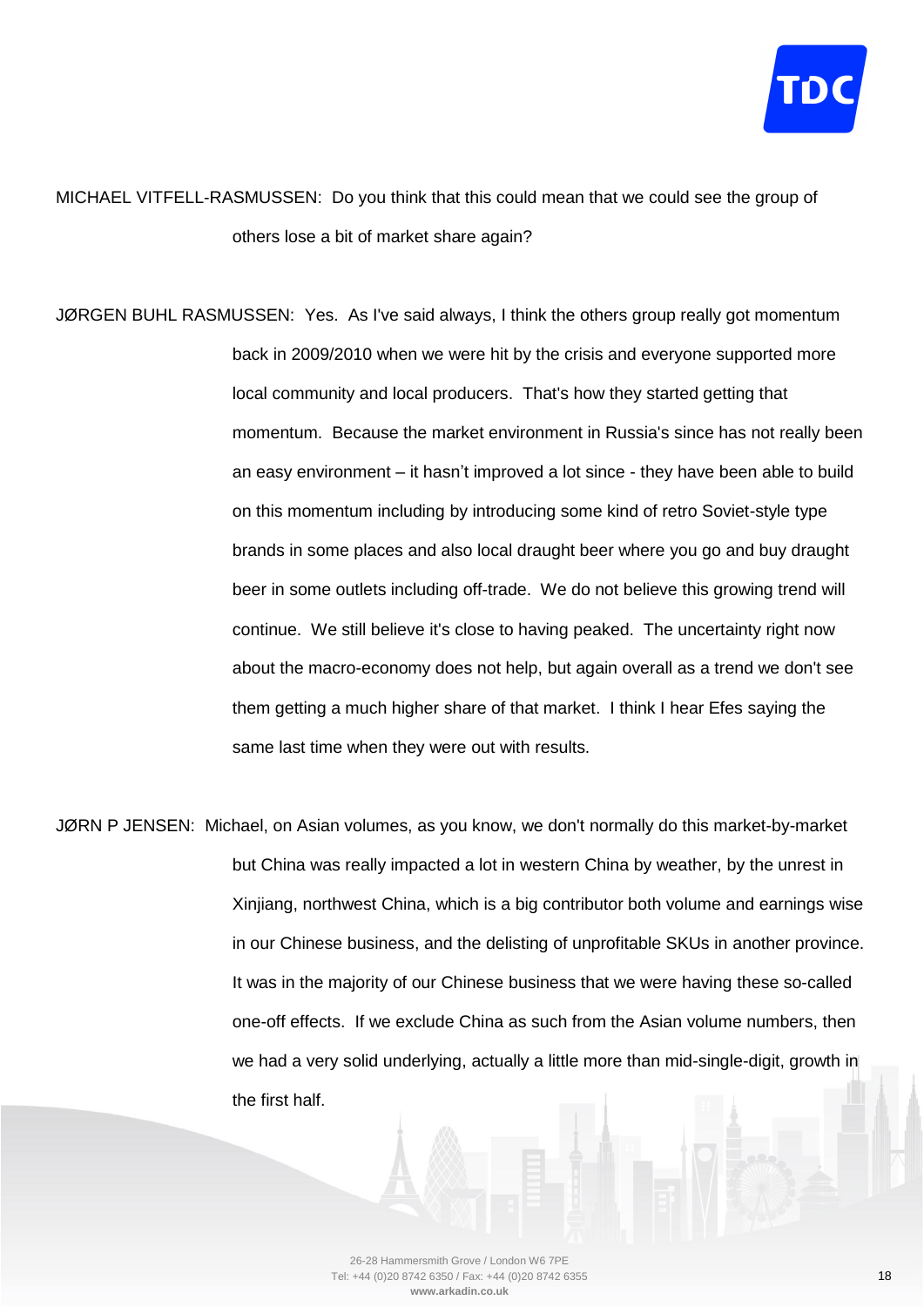MICHAEL VITFELL-RASMUSSEN: Do you think that this could mean that we could see the group of others lose a bit of market share again?

JØRGEN BUHL RASMUSSEN: Yes. As I've said always, I think the others group really got momentum back in 2009/2010 when we were hit by the crisis and everyone supported more local community and local producers. That's how they started getting that momentum. Because the market environment in Russia's since has not really been an easy environment – it hasn't improved a lot since - they have been able to build on this momentum including by introducing some kind of retro Soviet-style type brands in some places and also local draught beer where you go and buy draught beer in some outlets including off-trade. We do not believe this growing trend will continue. We still believe it's close to having peaked. The uncertainty right now about the macro-economy does not help, but again overall as a trend we don't see them getting a much higher share of that market. I think I hear Efes saying the same last time when they were out with results.

JØRN P JENSEN: Michael, on Asian volumes, as you know, we don't normally do this market-by-market but China was really impacted a lot in western China by weather, by the unrest in Xinjiang, northwest China, which is a big contributor both volume and earnings wise in our Chinese business, and the delisting of unprofitable SKUs in another province. It was in the majority of our Chinese business that we were having these so-called one-off effects. If we exclude China as such from the Asian volume numbers, then we had a very solid underlying, actually a little more than mid-single-digit, growth in the first half.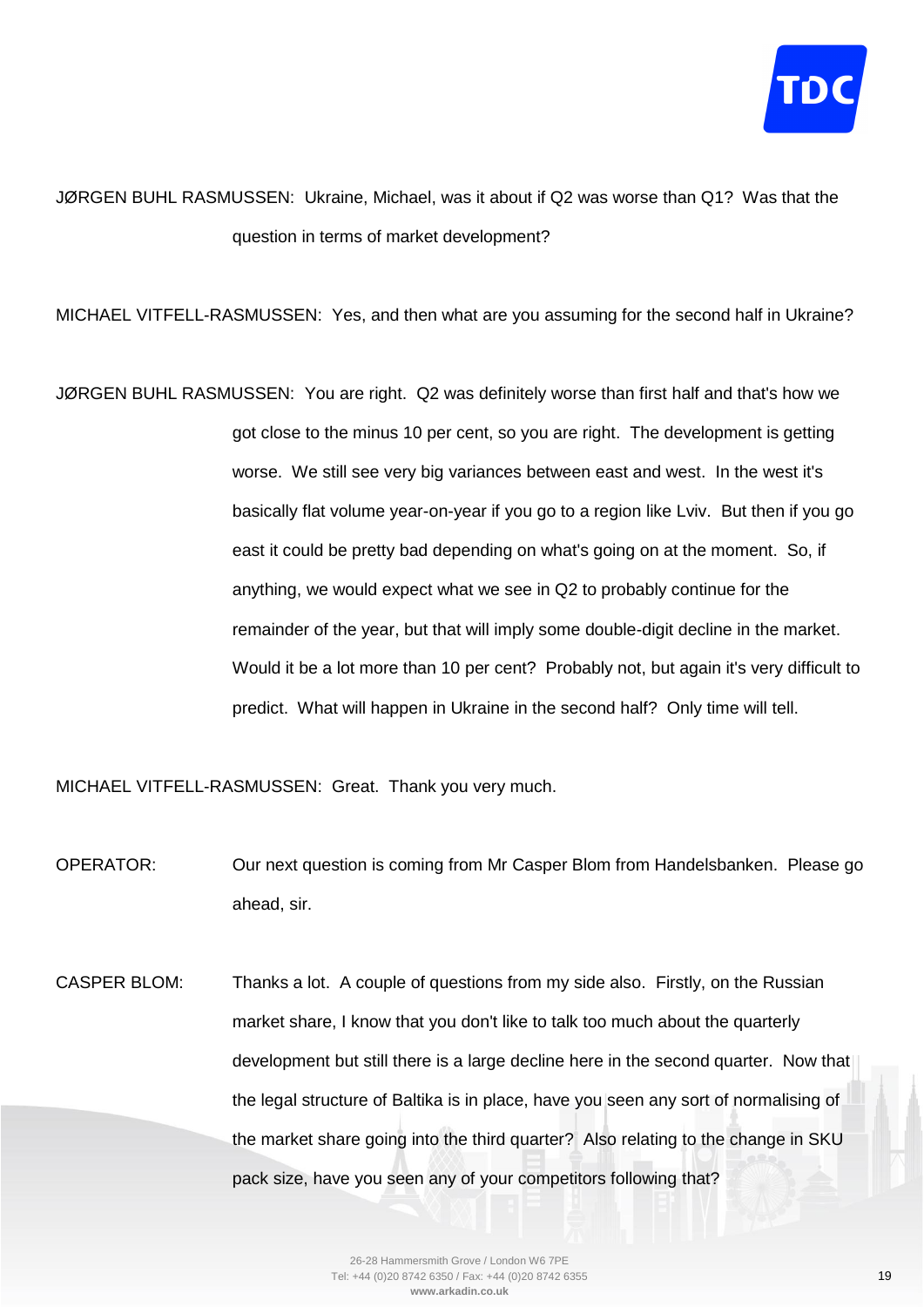JØRGEN BUHL RASMUSSEN: Ukraine, Michael, was it about if Q2 was worse than Q1? Was that the question in terms of market development?

MICHAEL VITFELL-RASMUSSEN: Yes, and then what are you assuming for the second half in Ukraine?

JØRGEN BUHL RASMUSSEN: You are right. Q2 was definitely worse than first half and that's how we got close to the minus 10 per cent, so you are right. The development is getting worse. We still see very big variances between east and west. In the west it's basically flat volume year-on-year if you go to a region like Lviv. But then if you go east it could be pretty bad depending on what's going on at the moment. So, if anything, we would expect what we see in Q2 to probably continue for the remainder of the year, but that will imply some double-digit decline in the market. Would it be a lot more than 10 per cent? Probably not, but again it's very difficult to predict. What will happen in Ukraine in the second half? Only time will tell.

MICHAEL VITFELL-RASMUSSEN: Great. Thank you very much.

OPERATOR: Our next question is coming from Mr Casper Blom from Handelsbanken. Please go ahead, sir.

CASPER BLOM: Thanks a lot. A couple of questions from my side also. Firstly, on the Russian market share, I know that you don't like to talk too much about the quarterly development but still there is a large decline here in the second quarter. Now that the legal structure of Baltika is in place, have you seen any sort of normalising of the market share going into the third quarter? Also relating to the change in SKU pack size, have you seen any of your competitors following that?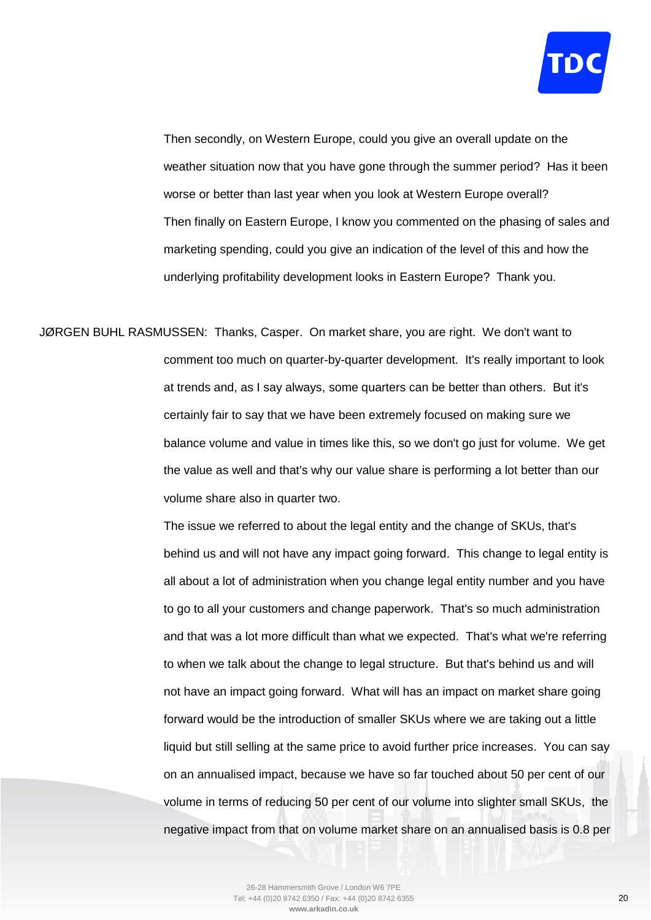Then secondly, on Western Europe, could you give an overall update on the weather situation now that you have gone through the summer period? Has it been worse or better than last year when you look at Western Europe overall?

Then finally on Eastern Europe, I know you commented on the phasing of sales and marketing spending, could you give an indication of the level of this and how the underlying profitability development looks in Eastern Europe? Thank you.

JØRGEN BUHL RASMUSSEN: Thanks, Casper. On market share, you are right. We don't want to comment too much on quarter-by-quarter development. It's really important to look at trends and, as I say always, some quarters can be better than others. But it's certainly fair to say that we have been extremely focused on making sure we balance volume and value in times like this, so we don't go just for volume. We get the value as well and that's why our value share is performing a lot better than our volume share also in quarter two.

The issue we referred to about the legal entity and the change of SKUs, that's behind us and will not have any impact going forward. This change to legal entity is all about a lot of administration when you change legal entity number and you have to go to all your customers and change paperwork. That's so much administration and that was a lot more difficult than what we expected. That's what we're referring to when we talk about the change to legal structure. But that's behind us and will not have an impact going forward. What will has an impact on market share going forward would be the introduction of smaller SKUs where we are taking out a little liquid but still selling at the same price to avoid further price increases. You can say on an annualised impact, because we have so far touched about 50 per cent of our volume in terms of reducing 50 per cent of our volume into slighter small SKUs, the negative impact from that on volume market share on an annualised basis is 0.8 per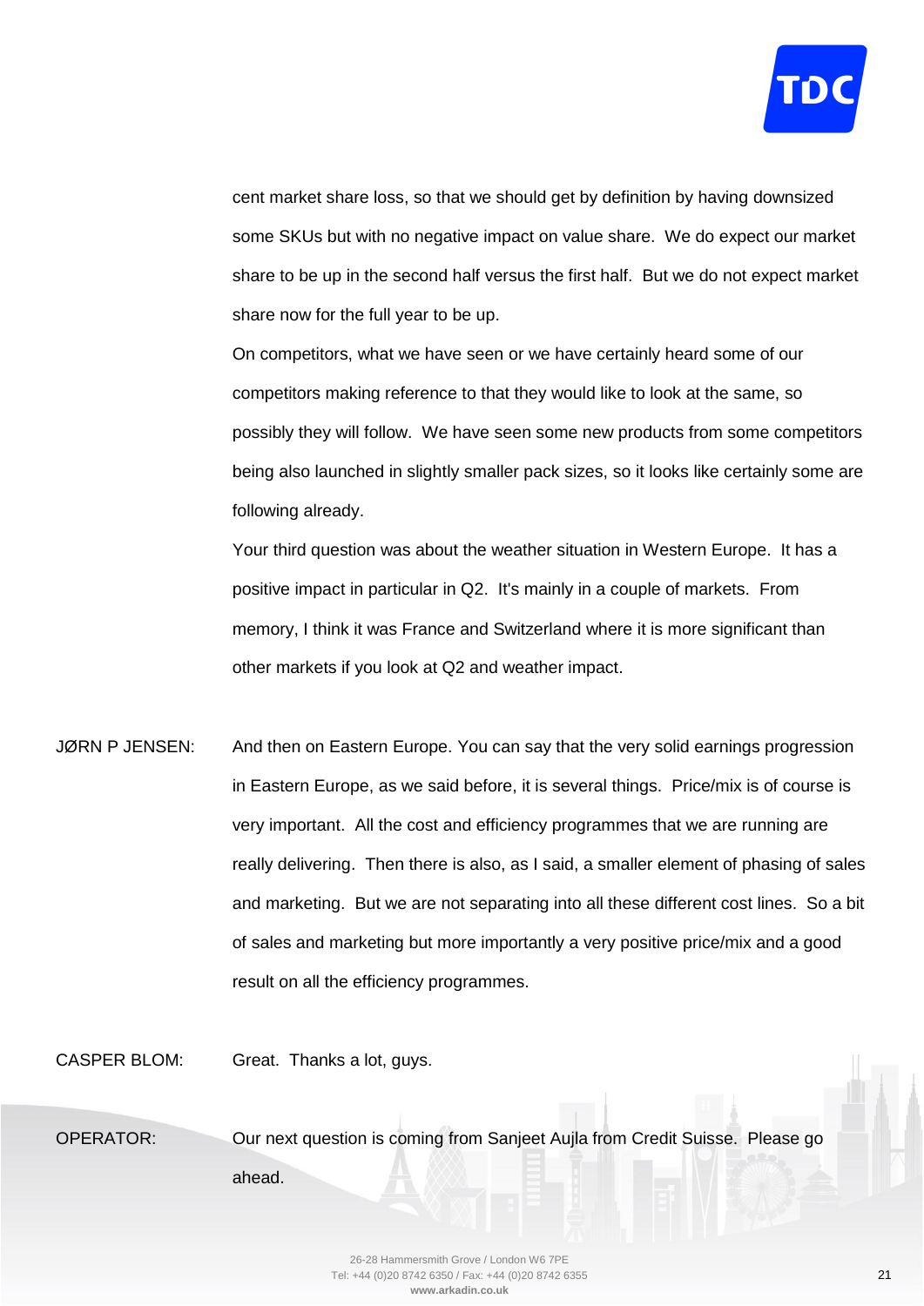cent market share loss, so that we should get by definition by having downsized some SKUs but with no negative impact on value share. We do expect our market share to be up in the second half versus the first half. But we do not expect market share now for the full year to be up.

On competitors, what we have seen or we have certainly heard some of our competitors making reference to that they would like to look at the same, so possibly they will follow. We have seen some new products from some competitors being also launched in slightly smaller pack sizes, so it looks like certainly some are following already.

Your third question was about the weather situation in Western Europe. It has a positive impact in particular in Q2. It's mainly in a couple of markets. From memory, I think it was France and Switzerland where it is more significant than other markets if you look at Q2 and weather impact.

JØRN P JENSEN: And then on Eastern Europe. You can say that the very solid earnings progression in Eastern Europe, as we said before, it is several things. Price/mix is of course is very important. All the cost and efficiency programmes that we are running are really delivering. Then there is also, as I said, a smaller element of phasing of sales and marketing. But we are not separating into all these different cost lines. So a bit of sales and marketing but more importantly a very positive price/mix and a good result on all the efficiency programmes.

CASPER BLOM: Great. Thanks a lot, guys.

OPERATOR: Our next question is coming from Sanjeet Aujla from Credit Suisse. Please go ahead.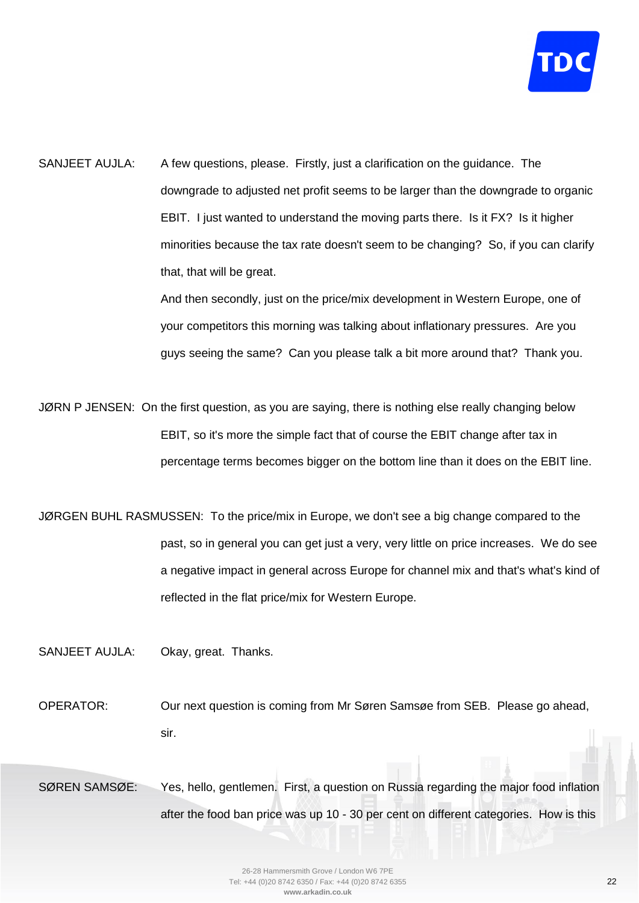SANJEET AUJLA: A few questions, please. Firstly, just a clarification on the guidance. The downgrade to adjusted net profit seems to be larger than the downgrade to organic EBIT. I just wanted to understand the moving parts there. Is it FX? Is it higher minorities because the tax rate doesn't seem to be changing? So, if you can clarify that, that will be great.

And then secondly, just on the price/mix development in Western Europe, one of your competitors this morning was talking about inflationary pressures. Are you guys seeing the same? Can you please talk a bit more around that? Thank you.

JØRN P JENSEN: On the first question, as you are saying, there is nothing else really changing below EBIT, so it's more the simple fact that of course the EBIT change after tax in percentage terms becomes bigger on the bottom line than it does on the EBIT line.

JØRGEN BUHL RASMUSSEN: To the price/mix in Europe, we don't see a big change compared to the past, so in general you can get just a very, very little on price increases. We do see a negative impact in general across Europe for channel mix and that's what's kind of reflected in the flat price/mix for Western Europe.

SANJEET AUJLA: Okay, great. Thanks.

OPERATOR: Our next question is coming from Mr Søren Samsøe from SEB. Please go ahead, sir.

SØREN SAMSØE: Yes, hello, gentlemen. First, a question on Russia regarding the major food inflation after the food ban price was up 10 - 30 per cent on different categories. How is this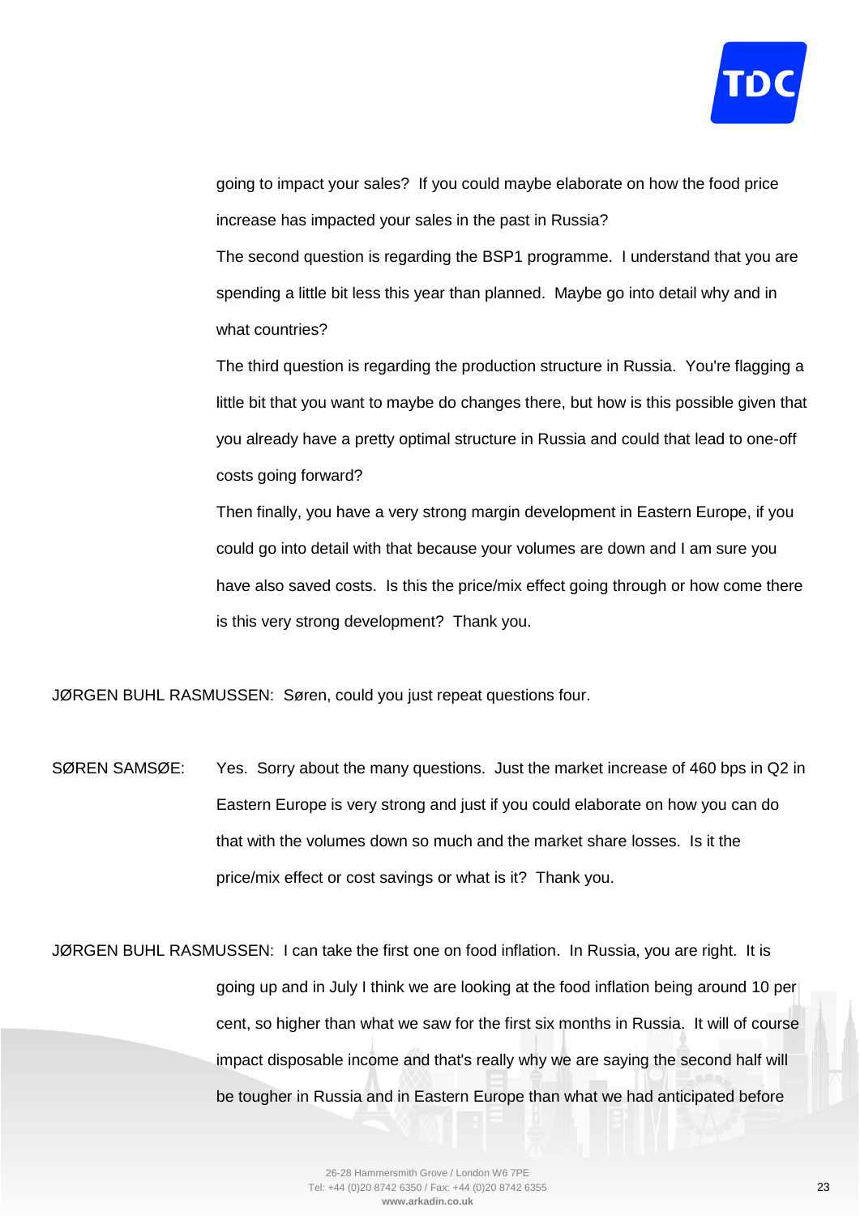going to impact your sales? If you could maybe elaborate on how the food price increase has impacted your sales in the past in Russia?

The second question is regarding the BSP1 programme. I understand that you are spending a little bit less this year than planned. Maybe go into detail why and in what countries?

The third question is regarding the production structure in Russia. You're flagging a little bit that you want to maybe do changes there, but how is this possible given that you already have a pretty optimal structure in Russia and could that lead to one-off costs going forward?

Then finally, you have a very strong margin development in Eastern Europe, if you could go into detail with that because your volumes are down and I am sure you have also saved costs. Is this the price/mix effect going through or how come there is this very strong development? Thank you.

JØRGEN BUHL RASMUSSEN: Søren, could you just repeat questions four.

SØREN SAMSØE: Yes. Sorry about the many questions. Just the market increase of 460 bps in Q2 in Eastern Europe is very strong and just if you could elaborate on how you can do that with the volumes down so much and the market share losses. Is it the price/mix effect or cost savings or what is it? Thank you.

JØRGEN BUHL RASMUSSEN: I can take the first one on food inflation. In Russia, you are right. It is going up and in July I think we are looking at the food inflation being around 10 per cent, so higher than what we saw for the first six months in Russia. It will of course impact disposable income and that's really why we are saying the second half will be tougher in Russia and in Eastern Europe than what we had anticipated before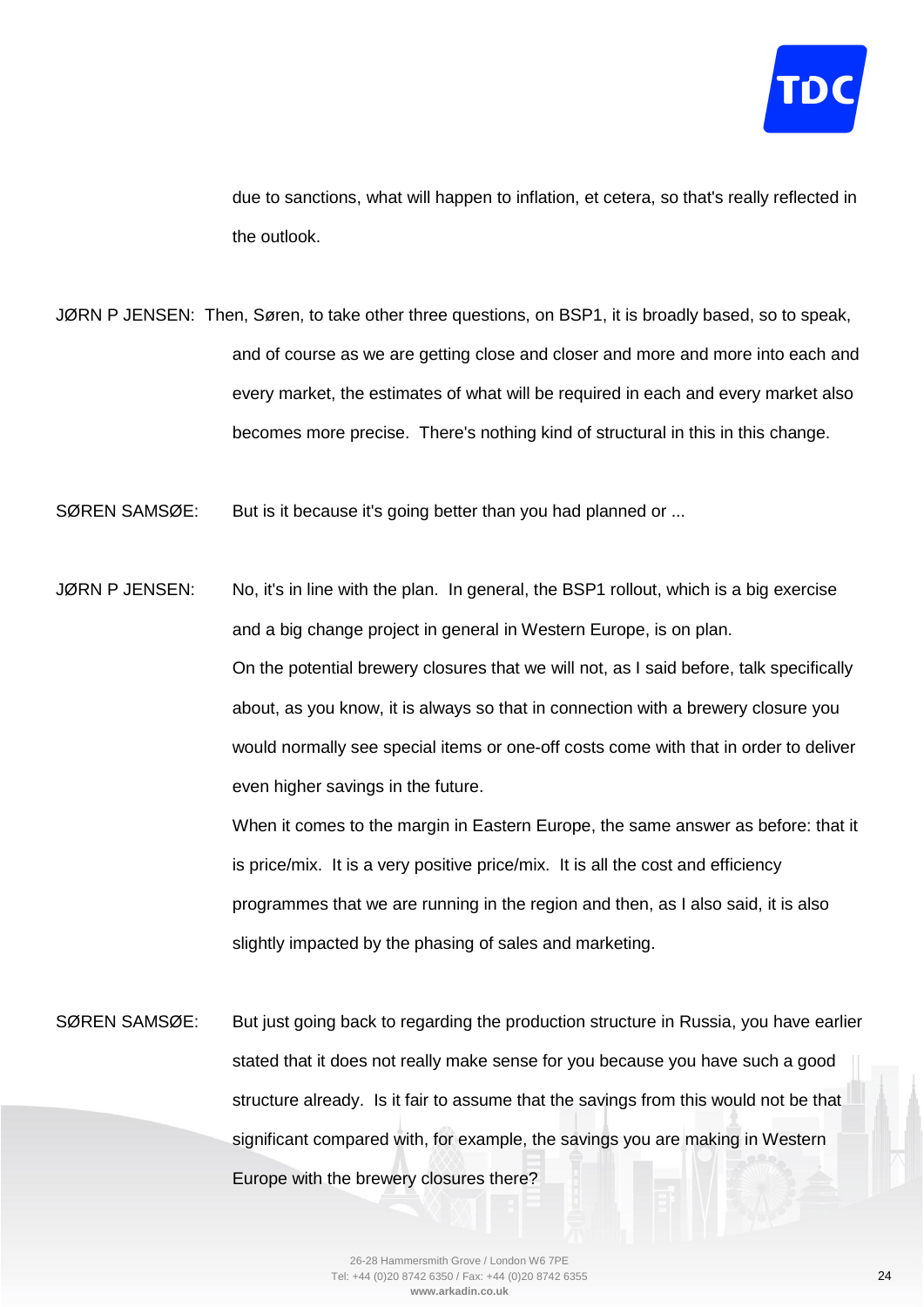due to sanctions, what will happen to inflation, et cetera, so that's really reflected in the outlook.

JØRN P JENSEN: Then, Søren, to take other three questions, on BSP1, it is broadly based, so to speak, and of course as we are getting close and closer and more and more into each and every market, the estimates of what will be required in each and every market also becomes more precise. There's nothing kind of structural in this in this change.

SØREN SAMSØE: But is it because it's going better than you had planned or ...

JØRN P JENSEN: No, it's in line with the plan. In general, the BSP1 rollout, which is a big exercise and a big change project in general in Western Europe, is on plan.

On the potential brewery closures that we will not, as I said before, talk specifically about, as you know, it is always so that in connection with a brewery closure you would normally see special items or one-off costs come with that in order to deliver even higher savings in the future.

When it comes to the margin in Eastern Europe, the same answer as before: that it is price/mix. It is a very positive price/mix. It is all the cost and efficiency programmes that we are running in the region and then, as I also said, it is also slightly impacted by the phasing of sales and marketing.

SØREN SAMSØE: But just going back to regarding the production structure in Russia, you have earlier stated that it does not really make sense for you because you have such a good structure already. Is it fair to assume that the savings from this would not be that significant compared with, for example, the savings you are making in Western Europe with the brewery closures there?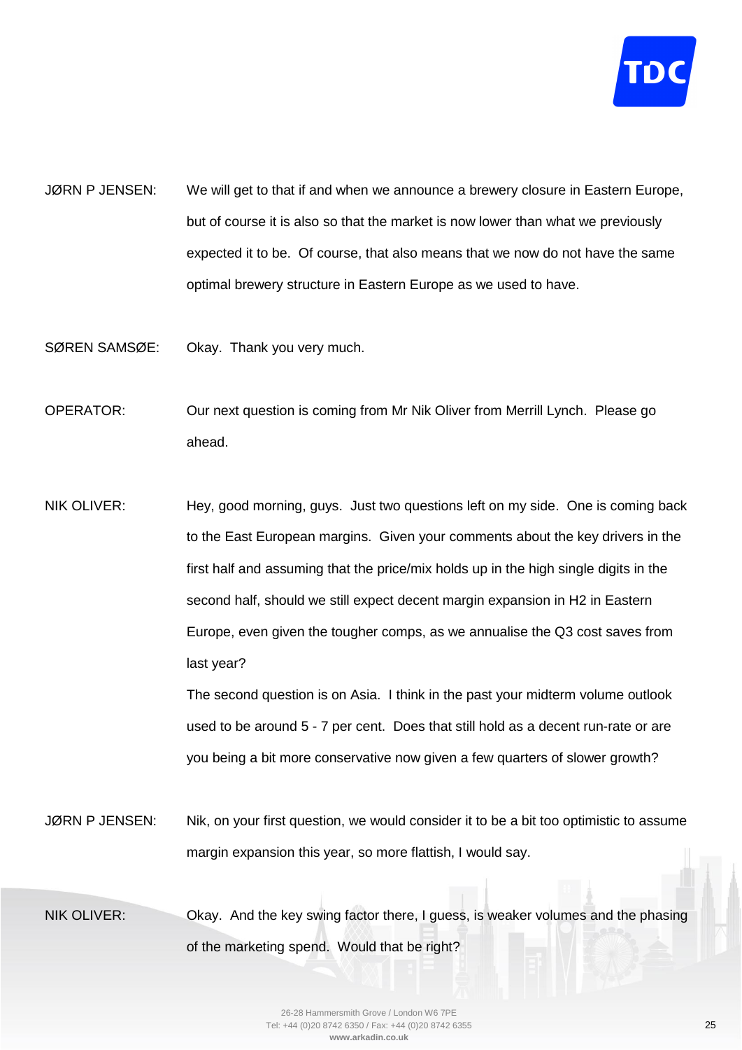JØRN P JENSEN: We will get to that if and when we announce a brewery closure in Eastern Europe, but of course it is also so that the market is now lower than what we previously expected it to be. Of course, that also means that we now do not have the same optimal brewery structure in Eastern Europe as we used to have.

SØREN SAMSØE: Okay. Thank you very much.

OPERATOR: Our next question is coming from Mr Nik Oliver from Merrill Lynch. Please go ahead.

NIK OLIVER: Hey, good morning, guys. Just two questions left on my side. One is coming back to the East European margins. Given your comments about the key drivers in the first half and assuming that the price/mix holds up in the high single digits in the second half, should we still expect decent margin expansion in H2 in Eastern Europe, even given the tougher comps, as we annualise the Q3 cost saves from last year?

The second question is on Asia. I think in the past your midterm volume outlook used to be around 5 - 7 per cent. Does that still hold as a decent run-rate or are you being a bit more conservative now given a few quarters of slower growth?

JØRN P JENSEN: Nik, on your first question, we would consider it to be a bit too optimistic to assume margin expansion this year, so more flattish, I would say.

NIK OLIVER: Okay. And the key swing factor there, I guess, is weaker volumes and the phasing of the marketing spend. Would that be right?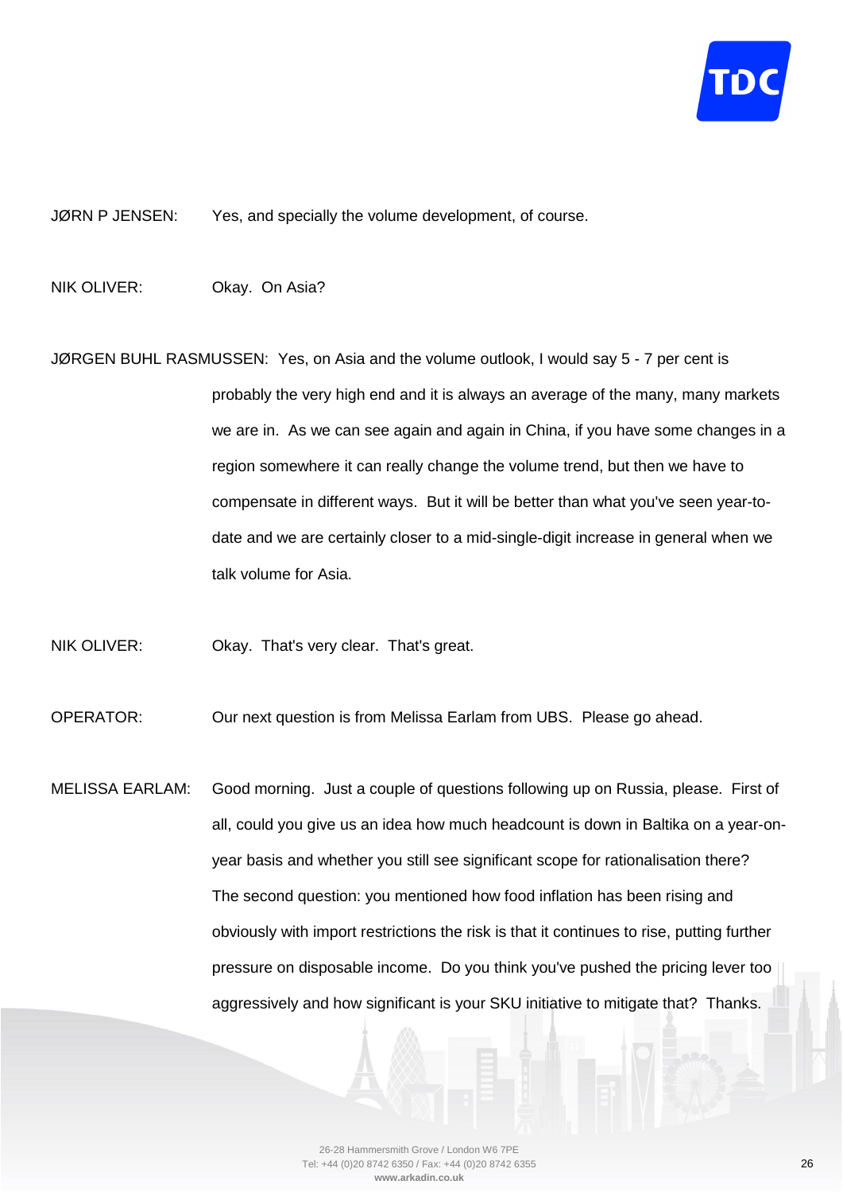JØRN P JENSEN: Yes, and specially the volume development, of course.

NIK OLIVER: Okay. On Asia?

JØRGEN BUHL RASMUSSEN: Yes, on Asia and the volume outlook, I would say 5 - 7 per cent is probably the very high end and it is always an average of the many, many markets we are in. As we can see again and again in China, if you have some changes in a region somewhere it can really change the volume trend, but then we have to compensate in different ways. But it will be better than what you've seen year-to-date and we are certainly closer to a mid-single-digit increase in general when we talk volume for Asia.

NIK OLIVER: Okay. That's very clear. That's great.

OPERATOR: Our next question is from Melissa Earlam from UBS. Please go ahead.

MELISSA EARLAM: Good morning. Just a couple of questions following up on Russia, please. First of all, could you give us an idea how much headcount is down in Baltika on a year-on-year basis and whether you still see significant scope for rationalisation there? The second question: you mentioned how food inflation has been rising and obviously with import restrictions the risk is that it continues to rise, putting further pressure on disposable income. Do you think you've pushed the pricing lever too aggressively and how significant is your SKU initiative to mitigate that? Thanks.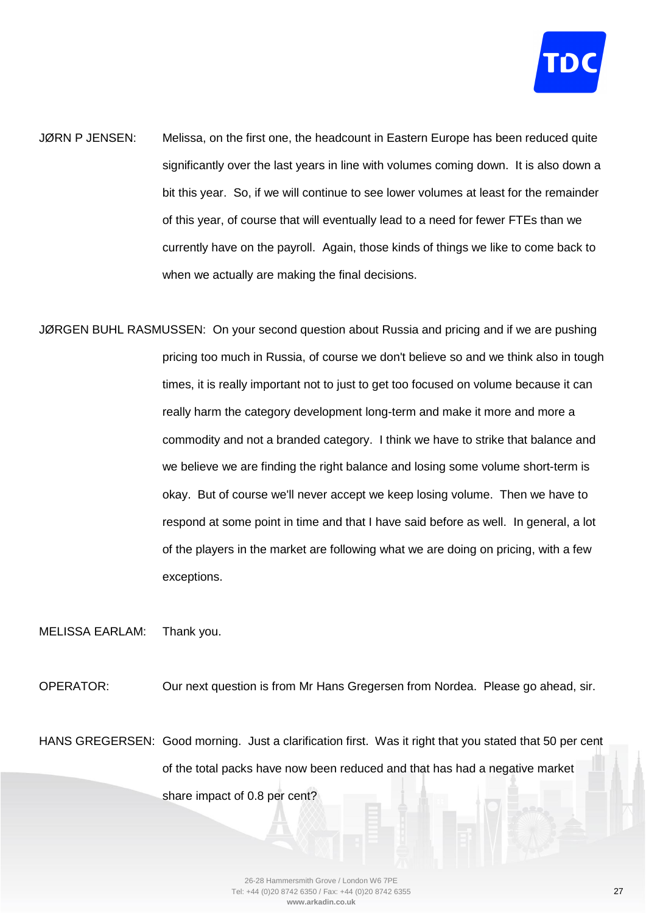JØRN P JENSEN: Melissa, on the first one, the headcount in Eastern Europe has been reduced quite significantly over the last years in line with volumes coming down. It is also down a bit this year. So, if we will continue to see lower volumes at least for the remainder of this year, of course that will eventually lead to a need for fewer FTEs than we currently have on the payroll. Again, those kinds of things we like to come back to when we actually are making the final decisions.

JØRGEN BUHL RASMUSSEN: On your second question about Russia and pricing and if we are pushing pricing too much in Russia, of course we don't believe so and we think also in tough times, it is really important not to just to get too focused on volume because it can really harm the category development long-term and make it more and more a commodity and not a branded category. I think we have to strike that balance and we believe we are finding the right balance and losing some volume short-term is okay. But of course we'll never accept we keep losing volume. Then we have to respond at some point in time and that I have said before as well. In general, a lot of the players in the market are following what we are doing on pricing, with a few exceptions.

MELISSA EARLAM: Thank you.

OPERATOR: Our next question is from Mr Hans Gregersen from Nordea. Please go ahead, sir.

HANS GREGERSEN: Good morning. Just a clarification first. Was it right that you stated that 50 per cent of the total packs have now been reduced and that has had a negative market share impact of 0.8 per cent?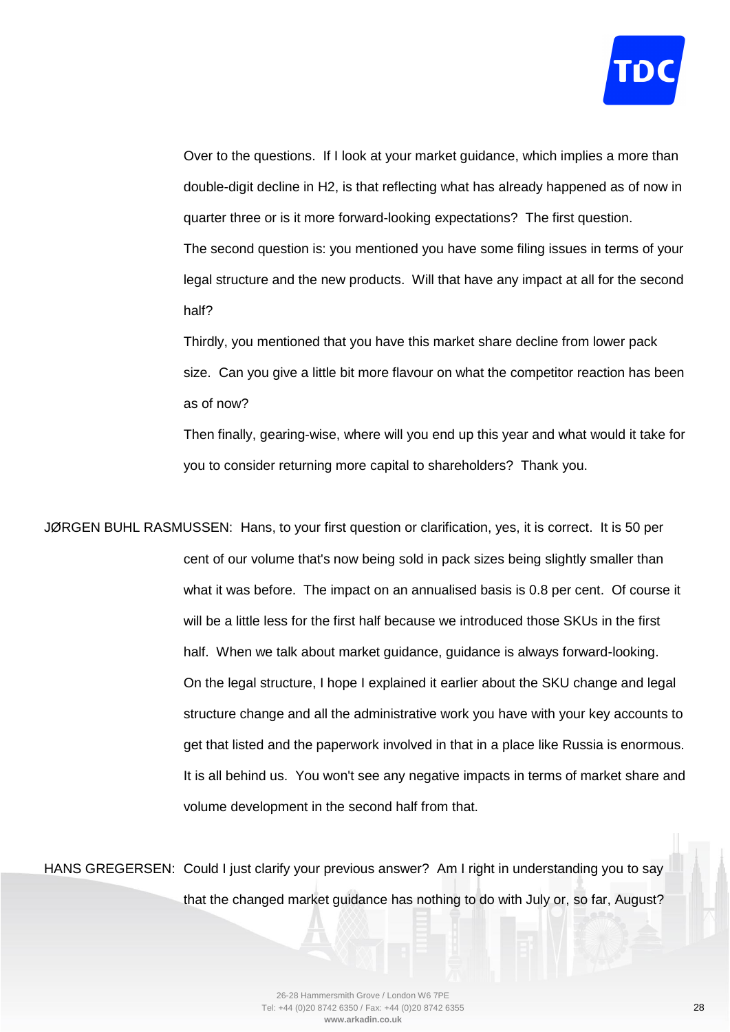Over to the questions. If I look at your market guidance, which implies a more than double-digit decline in H2, is that reflecting what has already happened as of now in quarter three or is it more forward-looking expectations? The first question.

The second question is: you mentioned you have some filing issues in terms of your legal structure and the new products. Will that have any impact at all for the second half?

Thirdly, you mentioned that you have this market share decline from lower pack size. Can you give a little bit more flavour on what the competitor reaction has been as of now?

Then finally, gearing-wise, where will you end up this year and what would it take for you to consider returning more capital to shareholders? Thank you.

JØRGEN BUHL RASMUSSEN: Hans, to your first question or clarification, yes, it is correct. It is 50 per cent of our volume that's now being sold in pack sizes being slightly smaller than what it was before. The impact on an annualised basis is 0.8 per cent. Of course it will be a little less for the first half because we introduced those SKUs in the first half. When we talk about market guidance, guidance is always forward-looking.

On the legal structure, I hope I explained it earlier about the SKU change and legal structure change and all the administrative work you have with your key accounts to get that listed and the paperwork involved in that in a place like Russia is enormous. It is all behind us. You won't see any negative impacts in terms of market share and volume development in the second half from that.

HANS GREGERSEN: Could I just clarify your previous answer? Am I right in understanding you to say that the changed market guidance has nothing to do with July or, so far, August?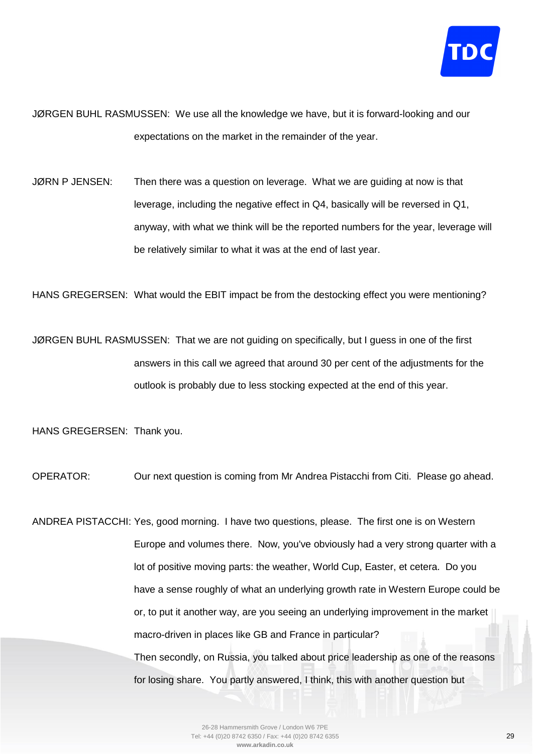JØRGEN BUHL RASMUSSEN: We use all the knowledge we have, but it is forward-looking and our expectations on the market in the remainder of the year.

JØRN P JENSEN: Then there was a question on leverage. What we are guiding at now is that leverage, including the negative effect in Q4, basically will be reversed in Q1, anyway, with what we think will be the reported numbers for the year, leverage will be relatively similar to what it was at the end of last year.

HANS GREGERSEN: What would the EBIT impact be from the destocking effect you were mentioning?

JØRGEN BUHL RASMUSSEN: That we are not guiding on specifically, but I guess in one of the first answers in this call we agreed that around 30 per cent of the adjustments for the outlook is probably due to less stocking expected at the end of this year.

HANS GREGERSEN: Thank you.

OPERATOR: Our next question is coming from Mr Andrea Pistacchi from Citi. Please go ahead.

ANDREA PISTACCHI: Yes, good morning. I have two questions, please. The first one is on Western Europe and volumes there. Now, you've obviously had a very strong quarter with a lot of positive moving parts: the weather, World Cup, Easter, et cetera. Do you have a sense roughly of what an underlying growth rate in Western Europe could be or, to put it another way, are you seeing an underlying improvement in the market macro-driven in places like GB and France in particular?

Then secondly, on Russia, you talked about price leadership as one of the reasons for losing share. You partly answered, I think, this with another question but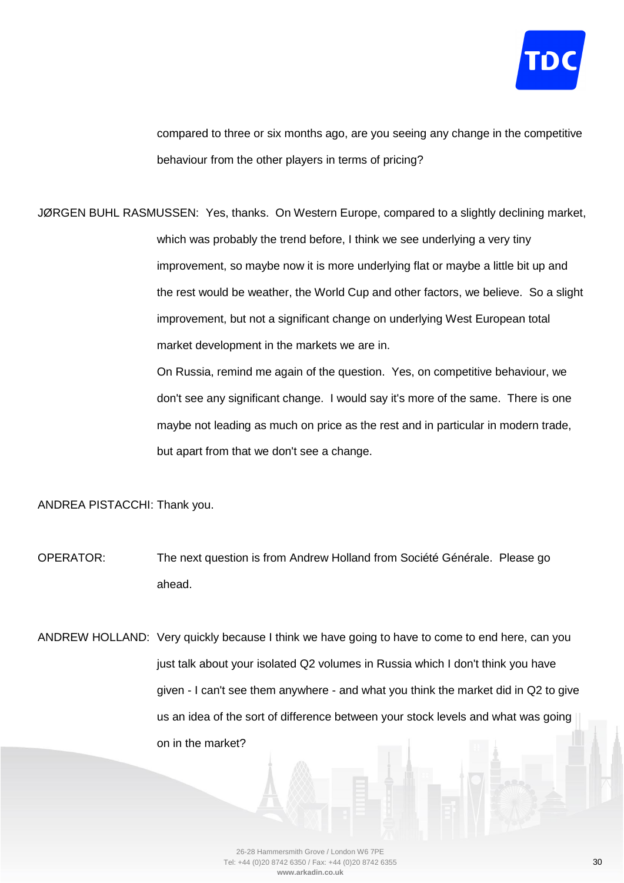compared to three or six months ago, are you seeing any change in the competitive behaviour from the other players in terms of pricing?

JØRGEN BUHL RASMUSSEN: Yes, thanks. On Western Europe, compared to a slightly declining market, which was probably the trend before, I think we see underlying a very tiny improvement, so maybe now it is more underlying flat or maybe a little bit up and the rest would be weather, the World Cup and other factors, we believe. So a slight improvement, but not a significant change on underlying West European total market development in the markets we are in.

On Russia, remind me again of the question. Yes, on competitive behaviour, we don't see any significant change. I would say it's more of the same. There is one maybe not leading as much on price as the rest and in particular in modern trade, but apart from that we don't see a change.

ANDREA PISTACCHI: Thank you.

OPERATOR: The next question is from Andrew Holland from Société Générale. Please go ahead.

ANDREW HOLLAND: Very quickly because I think we have going to have to come to end here, can you just talk about your isolated Q2 volumes in Russia which I don't think you have given - I can't see them anywhere - and what you think the market did in Q2 to give us an idea of the sort of difference between your stock levels and what was going on in the market?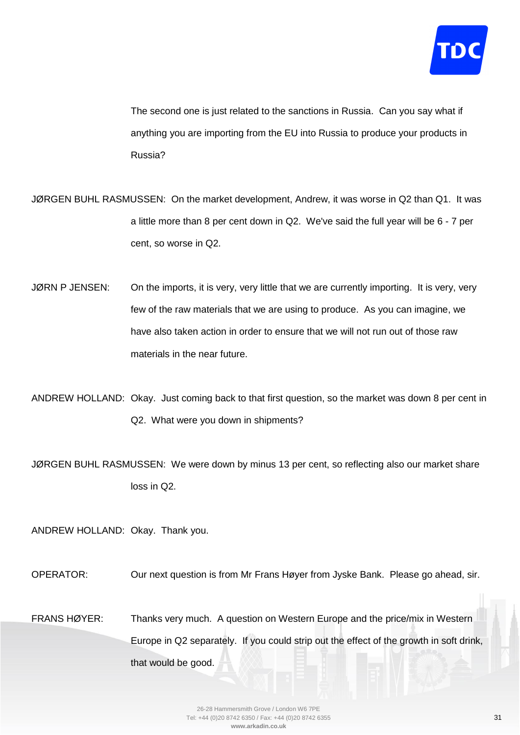The second one is just related to the sanctions in Russia. Can you say what if anything you are importing from the EU into Russia to produce your products in Russia?

JØRGEN BUHL RASMUSSEN: On the market development, Andrew, it was worse in Q2 than Q1. It was a little more than 8 per cent down in Q2. We've said the full year will be 6 - 7 per cent, so worse in Q2.

JØRN P JENSEN: On the imports, it is very, very little that we are currently importing. It is very, very few of the raw materials that we are using to produce. As you can imagine, we have also taken action in order to ensure that we will not run out of those raw materials in the near future.

ANDREW HOLLAND: Okay. Just coming back to that first question, so the market was down 8 per cent in Q2. What were you down in shipments?

JØRGEN BUHL RASMUSSEN: We were down by minus 13 per cent, so reflecting also our market share loss in Q2.

ANDREW HOLLAND: Okay. Thank you.

OPERATOR: Our next question is from Mr Frans Høyer from Jyske Bank. Please go ahead, sir.

FRANS HØYER: Thanks very much. A question on Western Europe and the price/mix in Western Europe in Q2 separately. If you could strip out the effect of the growth in soft drink, that would be good.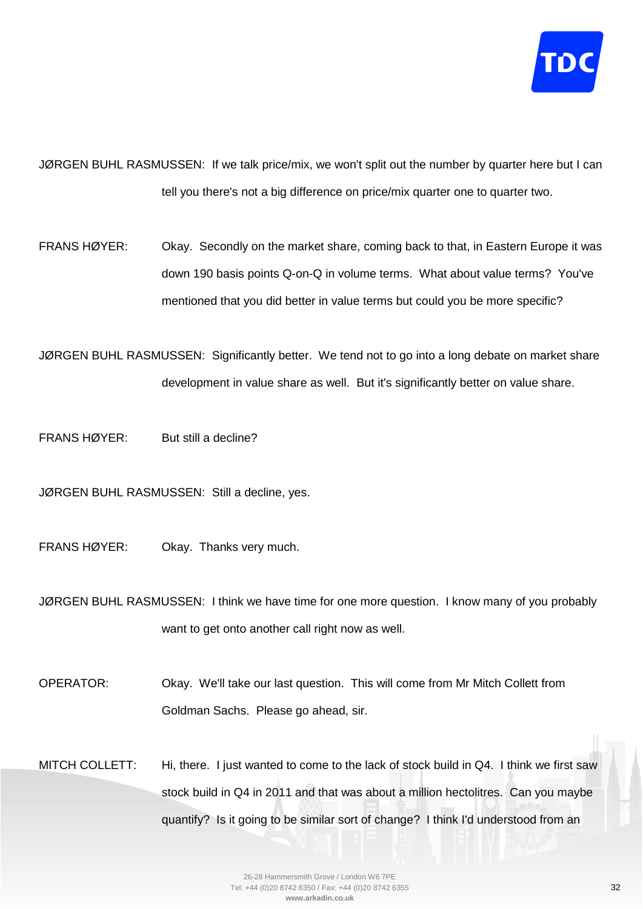JØRGEN BUHL RASMUSSEN: If we talk price/mix, we won't split out the number by quarter here but I can tell you there's not a big difference on price/mix quarter one to quarter two.

FRANS HØYER: Okay. Secondly on the market share, coming back to that, in Eastern Europe it was down 190 basis points Q-on-Q in volume terms. What about value terms? You've mentioned that you did better in value terms but could you be more specific?

JØRGEN BUHL RASMUSSEN: Significantly better. We tend not to go into a long debate on market share development in value share as well. But it's significantly better on value share.

FRANS HØYER: But still a decline?

JØRGEN BUHL RASMUSSEN: Still a decline, yes.

FRANS HØYER: Okay. Thanks very much.

JØRGEN BUHL RASMUSSEN: I think we have time for one more question. I know many of you probably want to get onto another call right now as well.

OPERATOR: Okay. We'll take our last question. This will come from Mr Mitch Collett from Goldman Sachs. Please go ahead, sir.

MITCH COLLETT: Hi, there. I just wanted to come to the lack of stock build in Q4. I think we first saw stock build in Q4 in 2011 and that was about a million hectolitres. Can you maybe quantify? Is it going to be similar sort of change? I think I'd understood from an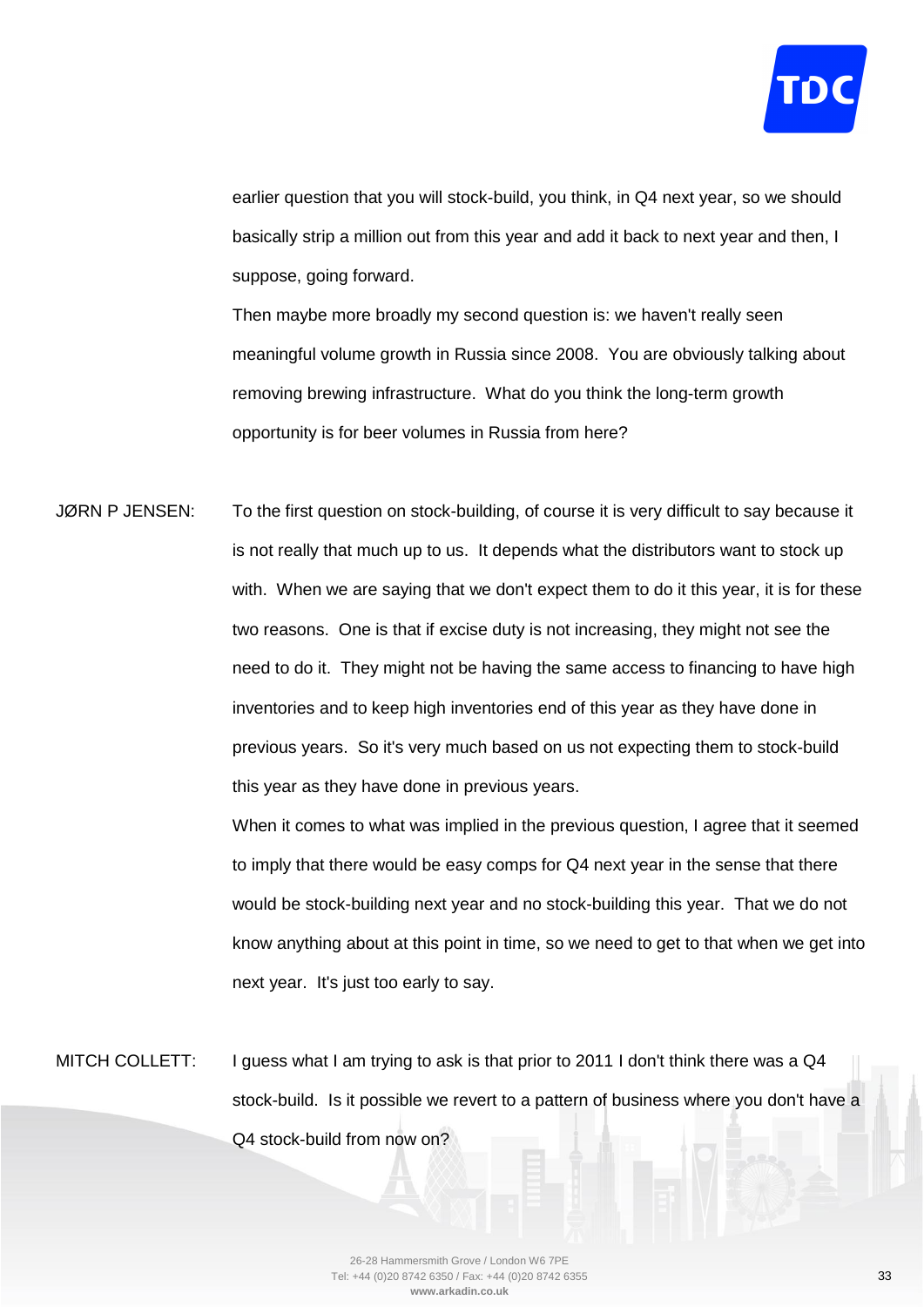earlier question that you will stock-build, you think, in Q4 next year, so we should basically strip a million out from this year and add it back to next year and then, I suppose, going forward.

Then maybe more broadly my second question is: we haven't really seen meaningful volume growth in Russia since 2008. You are obviously talking about removing brewing infrastructure. What do you think the long-term growth opportunity is for beer volumes in Russia from here?

JØRN P JENSEN: To the first question on stock-building, of course it is very difficult to say because it is not really that much up to us. It depends what the distributors want to stock up with. When we are saying that we don't expect them to do it this year, it is for these two reasons. One is that if excise duty is not increasing, they might not see the need to do it. They might not be having the same access to financing to have high inventories and to keep high inventories end of this year as they have done in previous years. So it's very much based on us not expecting them to stock-build this year as they have done in previous years.

When it comes to what was implied in the previous question, I agree that it seemed to imply that there would be easy comps for Q4 next year in the sense that there would be stock-building next year and no stock-building this year. That we do not know anything about at this point in time, so we need to get to that when we get into next year. It's just too early to say.

MITCH COLLETT: I guess what I am trying to ask is that prior to 2011 I don't think there was a Q4 stock-build. Is it possible we revert to a pattern of business where you don't have a Q4 stock-build from now on?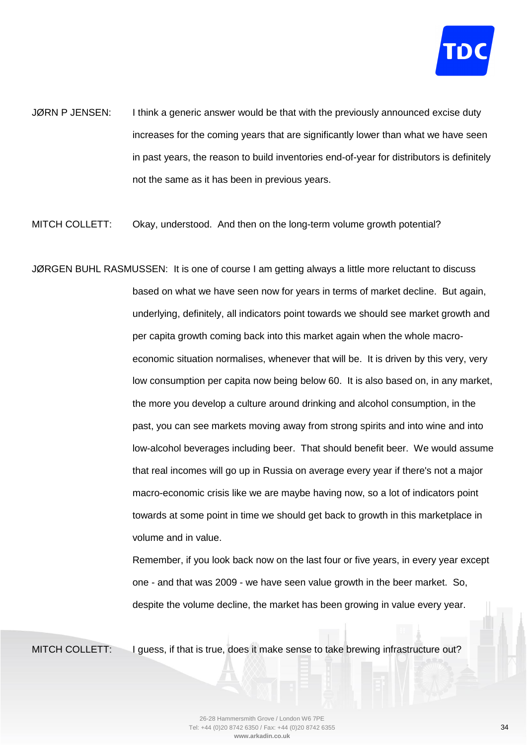JØRN P JENSEN: I think a generic answer would be that with the previously announced excise duty increases for the coming years that are significantly lower than what we have seen in past years, the reason to build inventories end-of-year for distributors is definitely not the same as it has been in previous years.

MITCH COLLETT: Okay, understood. And then on the long-term volume growth potential?

JØRGEN BUHL RASMUSSEN: It is one of course I am getting always a little more reluctant to discuss based on what we have seen now for years in terms of market decline. But again, underlying, definitely, all indicators point towards we should see market growth and per capita growth coming back into this market again when the whole macro-economic situation normalises, whenever that will be. It is driven by this very, very low consumption per capita now being below 60. It is also based on, in any market, the more you develop a culture around drinking and alcohol consumption, in the past, you can see markets moving away from strong spirits and into wine and into low-alcohol beverages including beer. That should benefit beer. We would assume that real incomes will go up in Russia on average every year if there's not a major macro-economic crisis like we are maybe having now, so a lot of indicators point towards at some point in time we should get back to growth in this marketplace in volume and in value.

Remember, if you look back now on the last four or five years, in every year except one - and that was 2009 - we have seen value growth in the beer market. So, despite the volume decline, the market has been growing in value every year.

MITCH COLLETT: I guess, if that is true, does it make sense to take brewing infrastructure out?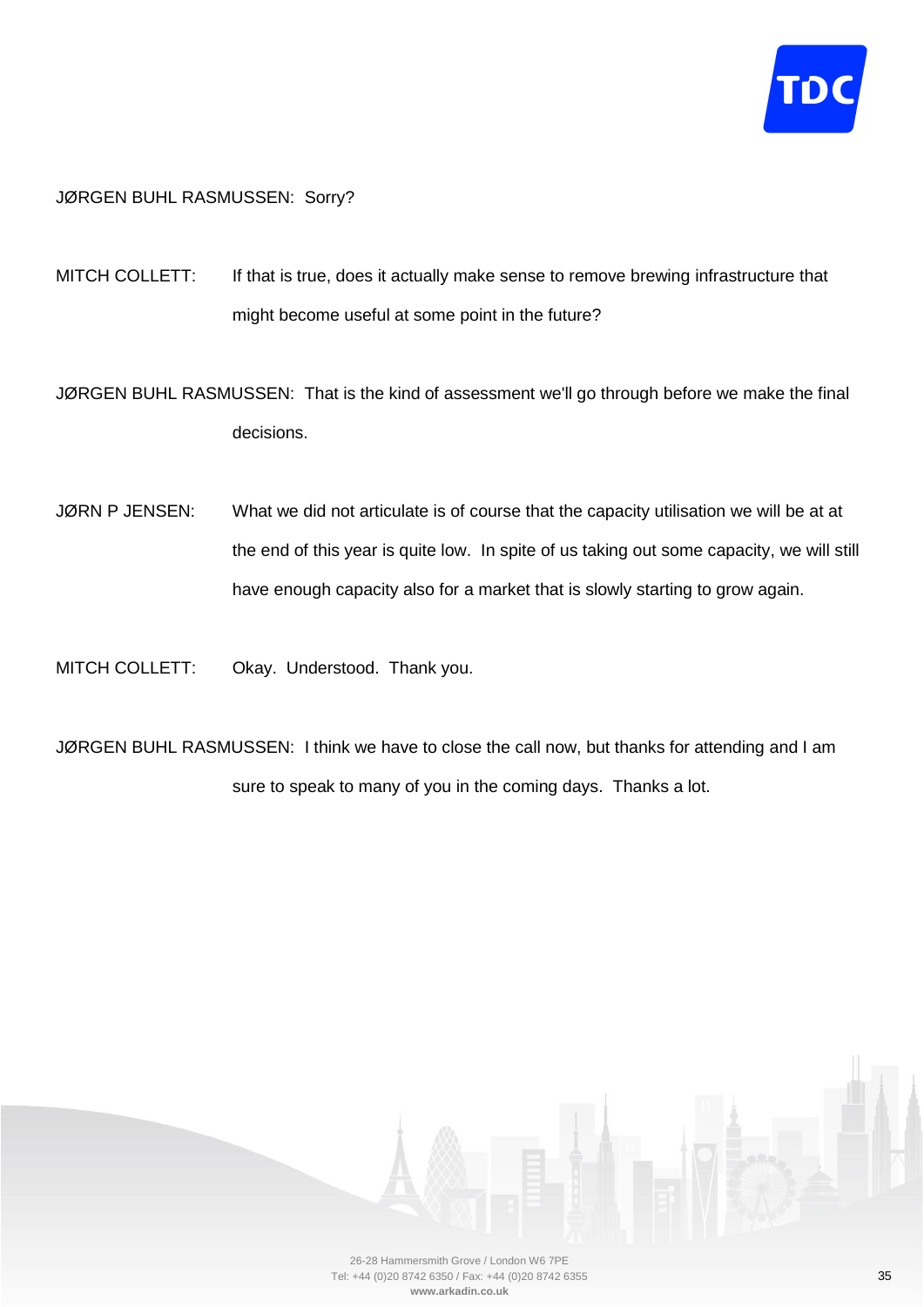JØRGEN BUHL RASMUSSEN: Sorry?

MITCH COLLETT: If that is true, does it actually make sense to remove brewing infrastructure that might become useful at some point in the future?

JØRGEN BUHL RASMUSSEN: That is the kind of assessment we'll go through before we make the final decisions.

JØRN P JENSEN: What we did not articulate is of course that the capacity utilisation we will be at at the end of this year is quite low. In spite of us taking out some capacity, we will still have enough capacity also for a market that is slowly starting to grow again.

MITCH COLLETT: Okay. Understood. Thank you.

JØRGEN BUHL RASMUSSEN: I think we have to close the call now, but thanks for attending and I am sure to speak to many of you in the coming days. Thanks a lot.